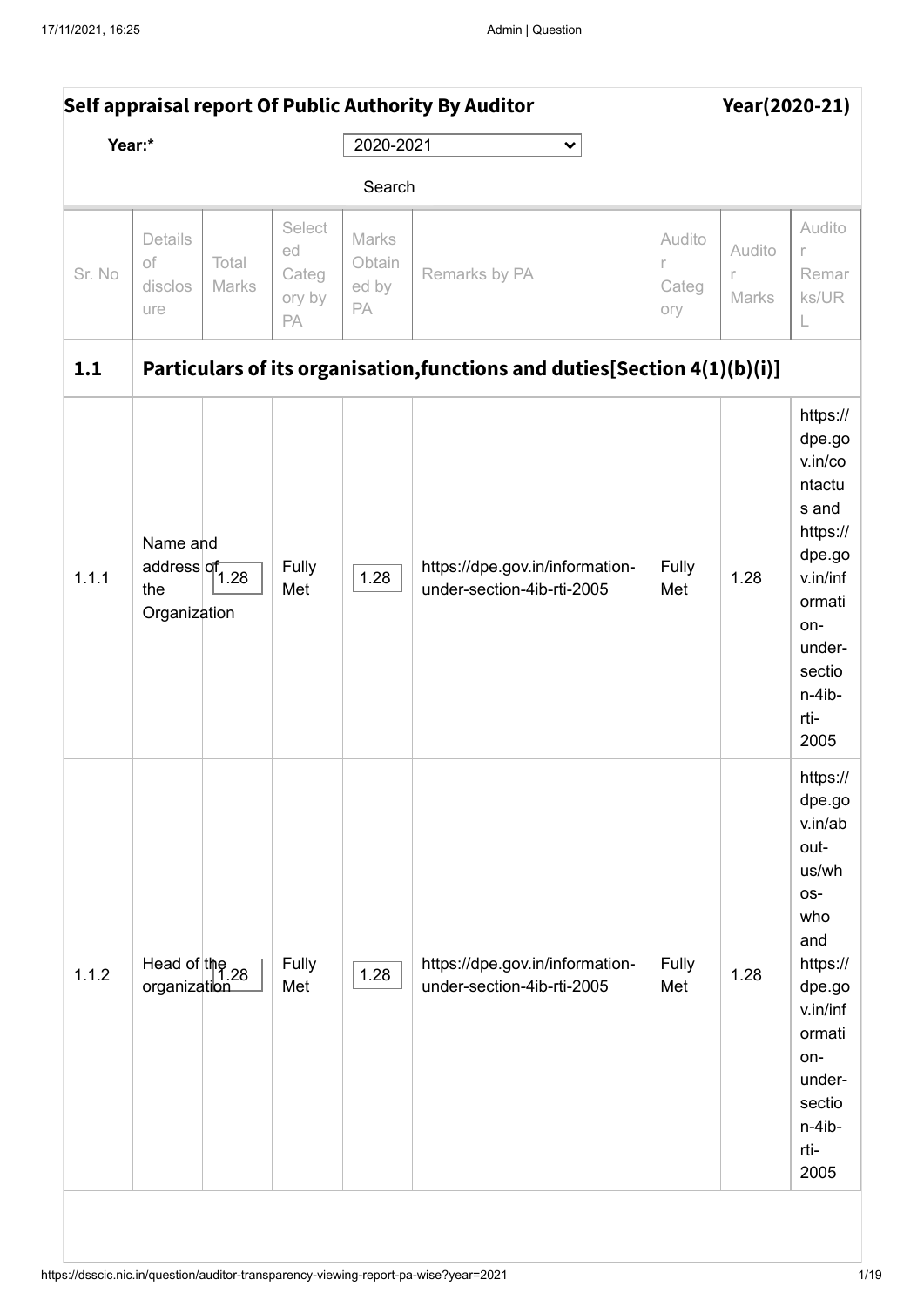## Self appraisal report Of Public Authority By Auditor Year(2020-21)

Year:* 2020-2021

Search

| Sr. No | Details of disclosure | Total Marks | Selected Category by PA | Marks Obtained by PA | Remarks by PA | Auditor Category | Auditor Marks | Auditor Remarks/URL |
|---|---|---|---|---|---|---|---|---|
| **1.1** | **Particulars of its organisation,functions and duties[Section 4(1)(b)(i)]** | | | | | | | |
| 1.1.1 | Name and address of the Organization | 1.28 | Fully Met | 1.28 | https://dpe.gov.in/information-under-section-4ib-rti-2005 | Fully Met | 1.28 | https://dpe.gov.in/contactus and https://dpe.gov.in/information-under-section-4ib-rti-2005 |
| 1.1.2 | Head of the organization | 1.28 | Fully Met | 1.28 | https://dpe.gov.in/information-under-section-4ib-rti-2005 | Fully Met | 1.28 | https://dpe.gov.in/about-us/whos-who and https://dpe.gov.in/information-under-section-4ib-rti-2005 |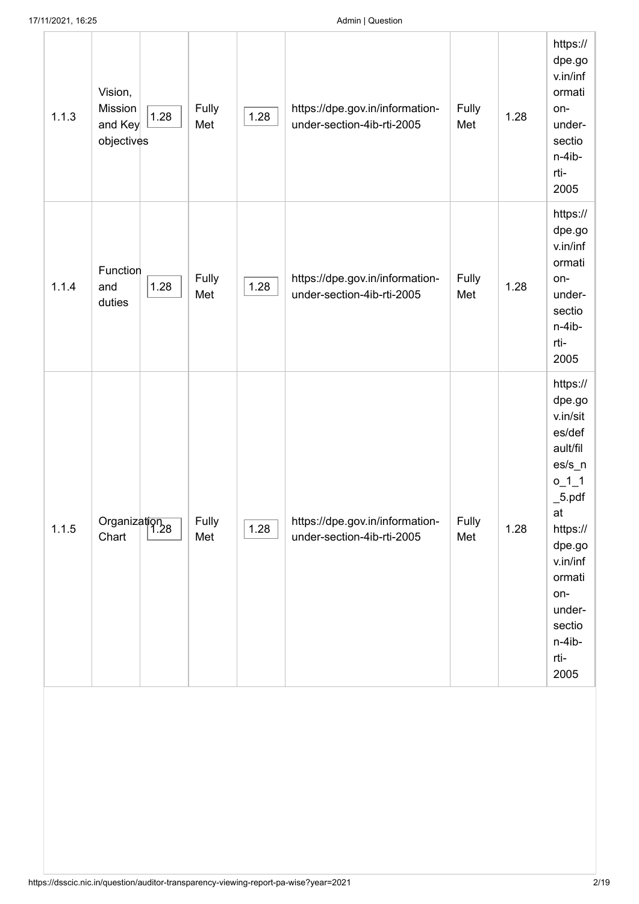| 1.1.3 | Vision, Mission and Key objectives | 1.28 | Fully Met | 1.28 | https://dpe.gov.in/information-under-section-4ib-rti-2005 | Fully Met | 1.28 | https://dpe.gov.in/information-under-section-4ib-rti-2005 |
|---|---|---|---|---|---|---|---|---|
| 1.1.4 | Function and duties | 1.28 | Fully Met | 1.28 | https://dpe.gov.in/information-under-section-4ib-rti-2005 | Fully Met | 1.28 | https://dpe.gov.in/information-under-section-4ib-rti-2005 |
| 1.1.5 | Organization Chart | 1.28 | Fully Met | 1.28 | https://dpe.gov.in/information-under-section-4ib-rti-2005 | Fully Met | 1.28 | https://dpe.gov.in/sites/default/files/s_no_1_1_5.pdf at https://dpe.gov.in/information-under-section-4ib-rti-2005 |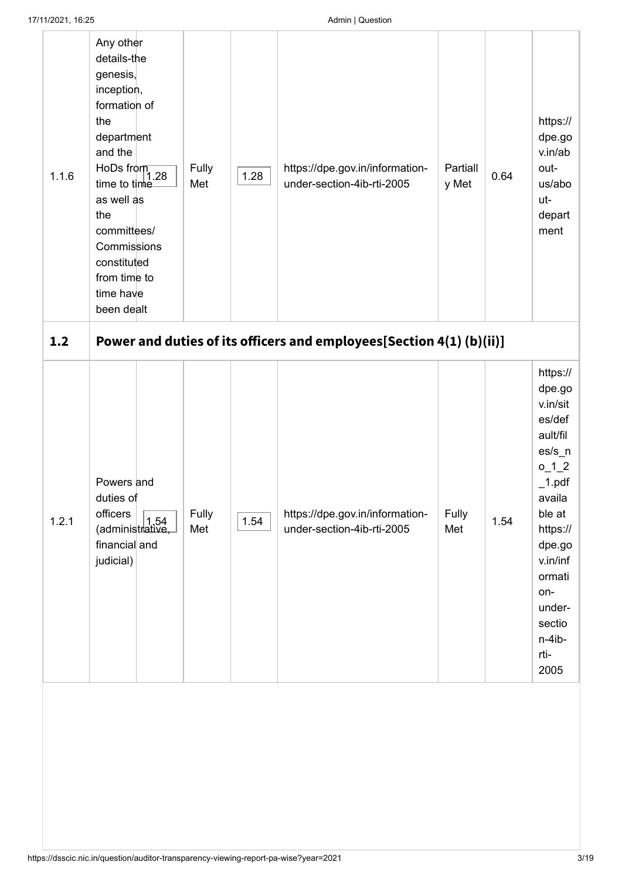| 1.1.6 | Any other details-the genesis, inception, formation of the department and the HoDs from time to time as well as the committees/ Commissions constituted from time to time have been dealt | 1.28 | Fully Met | 1.28 | https://dpe.gov.in/information-under-section-4ib-rti-2005 | Partially Met | 0.64 | https://dpe.gov.in/about-us/about-department |
|---|---|---|---|---|---|---|---|---|
| **1.2** | **Power and duties of its officers and employees[Section 4(1) (b)(ii)]** | | | | | | | |
| 1.2.1 | Powers and duties of officers (administrative, financial and judicial) | 1.54 | Fully Met | 1.54 | https://dpe.gov.in/information-under-section-4ib-rti-2005 | Fully Met | 1.54 | https://dpe.gov.in/sites/default/files/s_no_1_2_1.pdf available at https://dpe.gov.in/information-under-section-4ib-rti-2005 |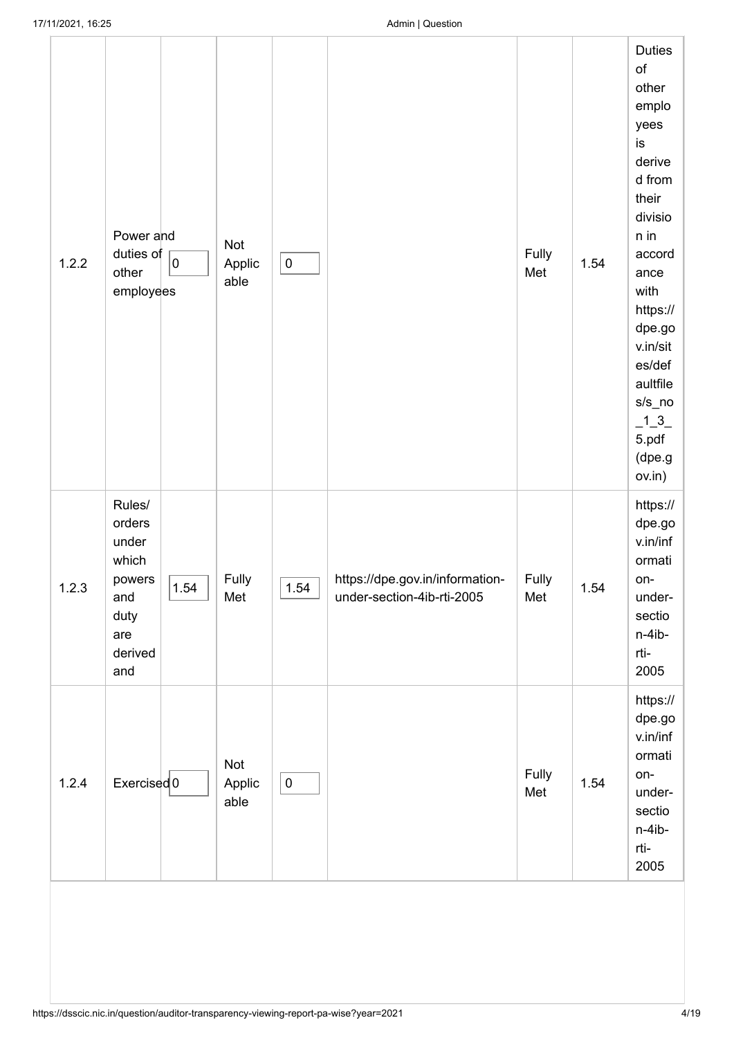| | | | | | | | | |
|---|---|---|---|---|---|---|---|---|
| 1.2.2 | Power and duties of other employees | 0 | Not Applicable | 0 | | Fully Met | 1.54 | Duties of other employees is derived from their division in accordance with https://dpe.gov.in/sites/defaultfiles/s_no_1_3_5.pdf (dpe.gov.in) |
| 1.2.3 | Rules/ orders under which powers and duty are derived and | 1.54 | Fully Met | 1.54 | https://dpe.gov.in/information-under-section-4ib-rti-2005 | Fully Met | 1.54 | https://dpe.gov.in/information-under-section-4ib-rti-2005 |
| 1.2.4 | Exercised | 0 | Not Applicable | 0 | | Fully Met | 1.54 | https://dpe.gov.in/information-under-section-4ib-rti-2005 |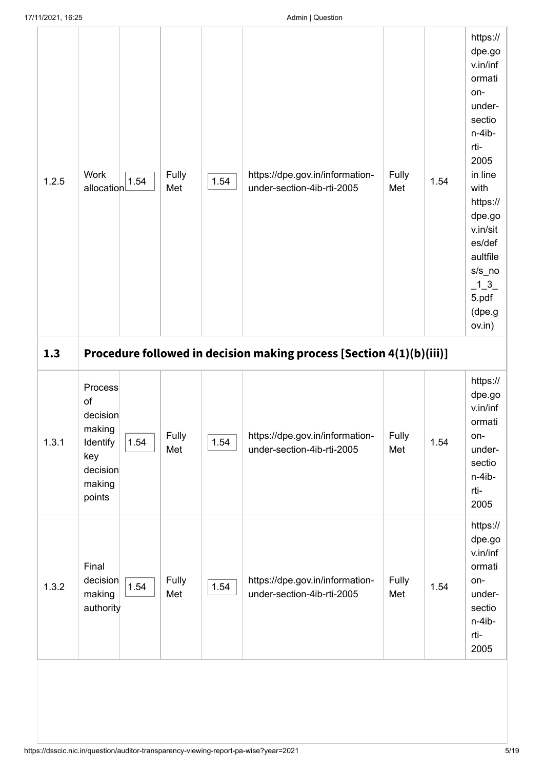| | | | | | | | | |
|---|---|---|---|---|---|---|---|---|
| 1.2.5 | Work allocation | 1.54 | Fully Met | 1.54 | https://dpe.gov.in/information-under-section-4ib-rti-2005 | Fully Met | 1.54 | https://dpe.gov.in/information-under-section-4ib-rti-2005 in line with https://dpe.gov.in/sites/defaultfiles/s_no_1_3_5.pdf (dpe.gov.in) |
| **1.3** | **Procedure followed in decision making process [Section 4(1)(b)(iii)]** | | | | | | | |
| 1.3.1 | Process of decision making Identify key decision making points | 1.54 | Fully Met | 1.54 | https://dpe.gov.in/information-under-section-4ib-rti-2005 | Fully Met | 1.54 | https://dpe.gov.in/information-under-section-4ib-rti-2005 |
| 1.3.2 | Final decision making authority | 1.54 | Fully Met | 1.54 | https://dpe.gov.in/information-under-section-4ib-rti-2005 | Fully Met | 1.54 | https://dpe.gov.in/information-under-section-4ib-rti-2005 |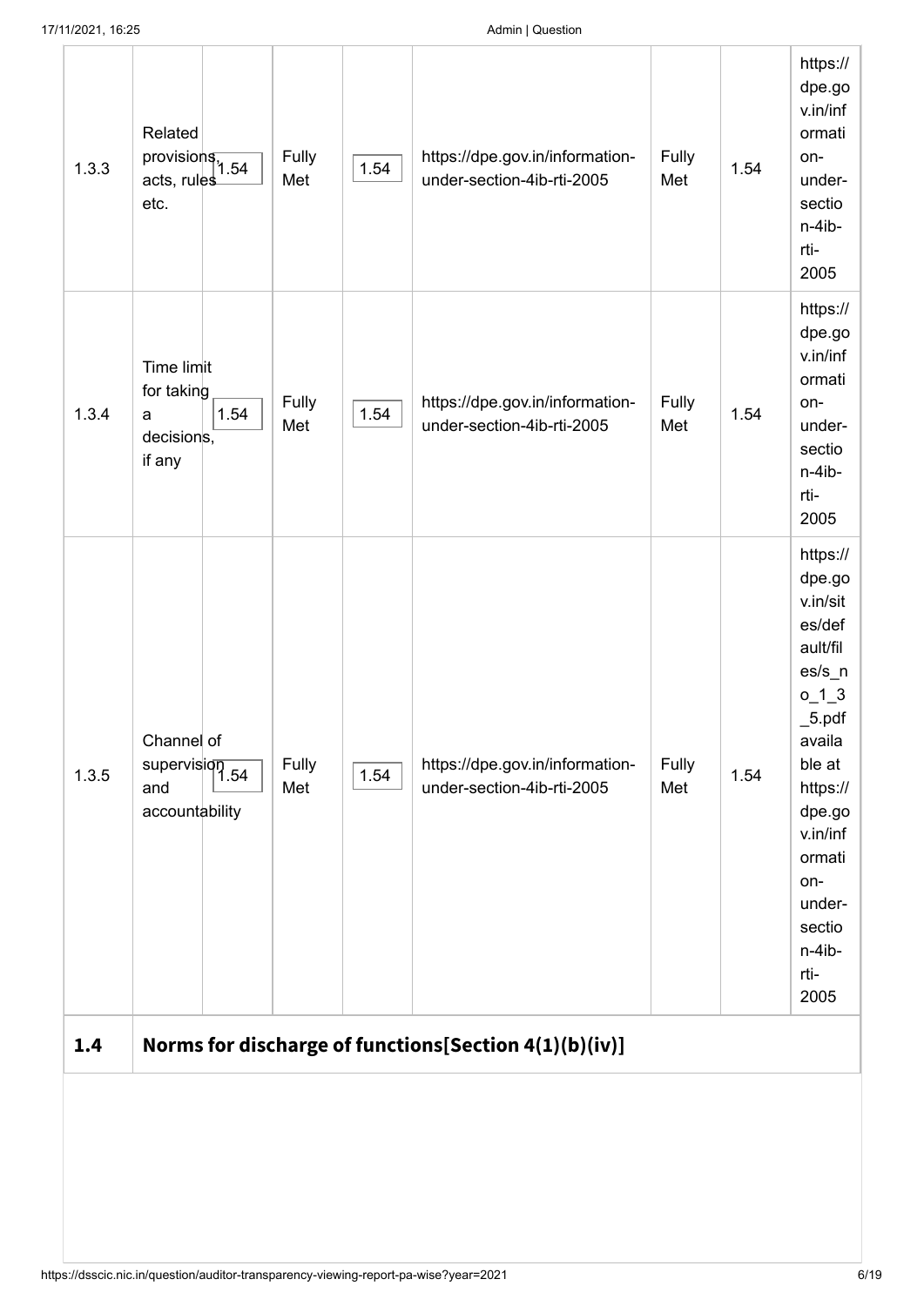| | | | | | | | | |
|---|---|---|---|---|---|---|---|---|
| 1.3.3 | Related provisions, acts, rules etc. | 1.54 | Fully Met | 1.54 | https://dpe.gov.in/information-under-section-4ib-rti-2005 | Fully Met | 1.54 | https://dpe.gov.in/information-under-section-4ib-rti-2005 |
| 1.3.4 | Time limit for taking a decisions, if any | 1.54 | Fully Met | 1.54 | https://dpe.gov.in/information-under-section-4ib-rti-2005 | Fully Met | 1.54 | https://dpe.gov.in/information-under-section-4ib-rti-2005 |
| 1.3.5 | Channel of supervision and accountability | 1.54 | Fully Met | 1.54 | https://dpe.gov.in/information-under-section-4ib-rti-2005 | Fully Met | 1.54 | https://dpe.gov.in/sites/default/files/s_no_1_3_5.pdf available at https://dpe.gov.in/information-under-section-4ib-rti-2005 |
| **1.4** | **Norms for discharge of functions[Section 4(1)(b)(iv)]** | | | | | | | |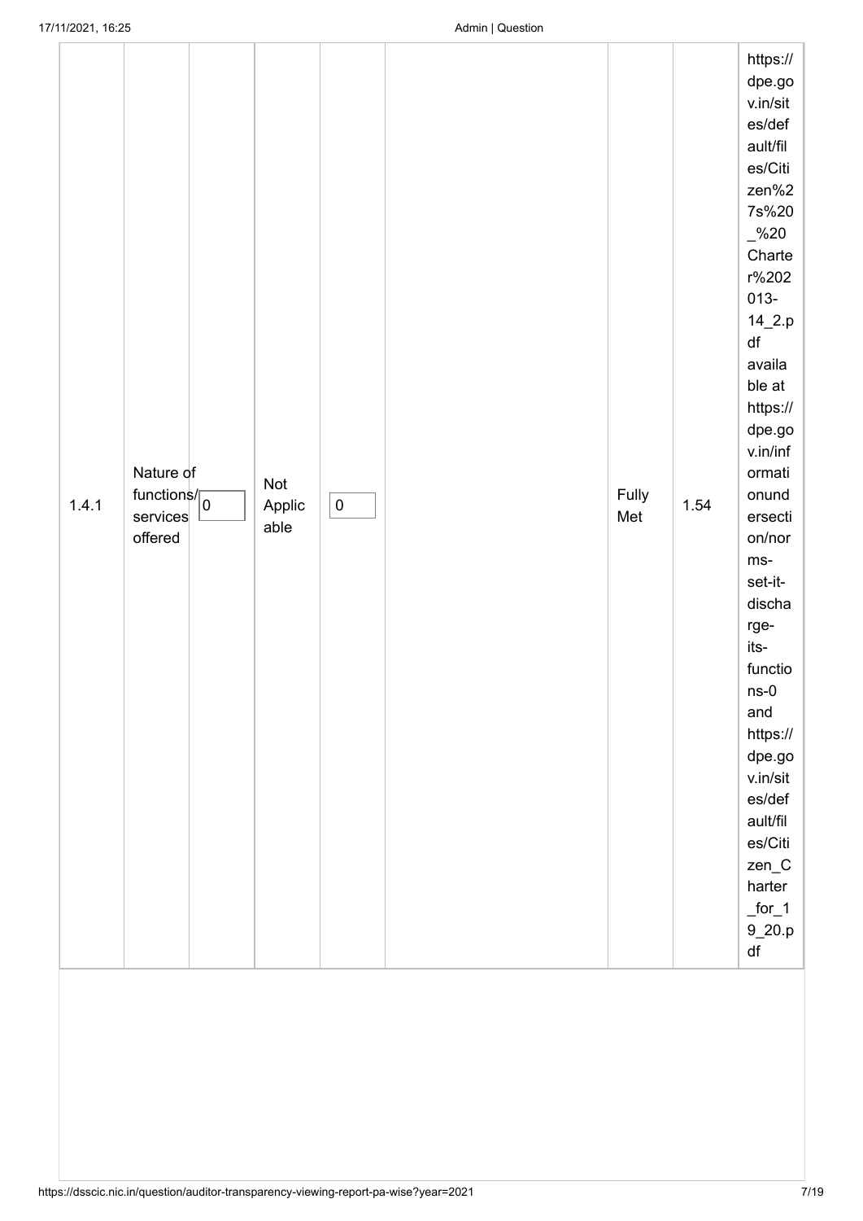| | | | | | | | | |
|---|---|---|---|---|---|---|---|---|
| 1.4.1 | Nature of functions/ services offered | 0 | Not Applicable | 0 | | Fully Met | 1.54 | https://dpe.gov.in/sites/default/files/Citizen%27s%20_%20Charter%202013-14_2.pdf available at https://dpe.gov.in/informationundersection/norms-set-it-discharge-its-functions-0 and https://dpe.gov.in/sites/default/files/Citizen_Charter_for_19_20.pdf |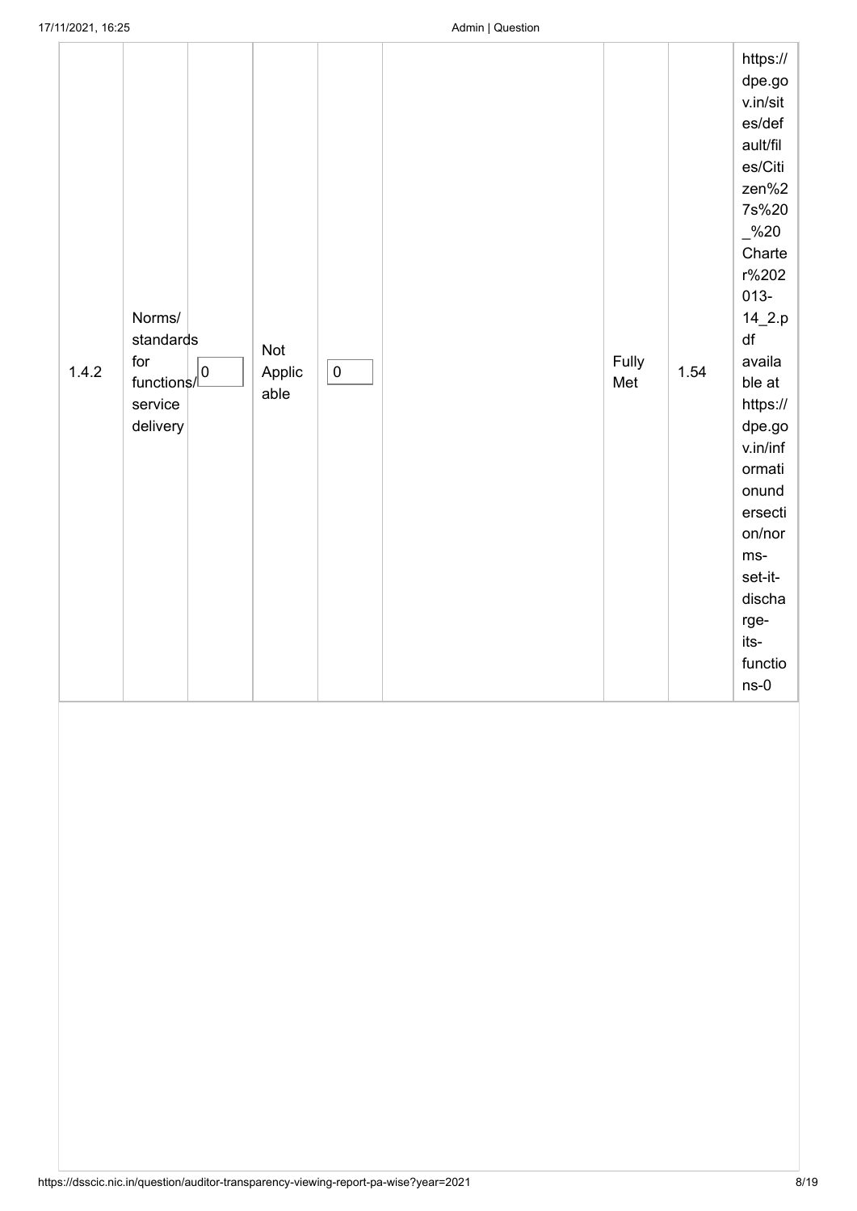| | | | | | | | | |
|---|---|---|---|---|---|---|---|---|
| 1.4.2 | Norms/ standards for functions/ service delivery | 0 | Not Applicable | 0 | | Fully Met | 1.54 | https://dpe.gov.in/sites/default/files/Citizen%27s%20_%20Charter%202013-14_2.pdf available at https://dpe.gov.in/informationundersection/norms-set-it-discharge-its-functions-0 |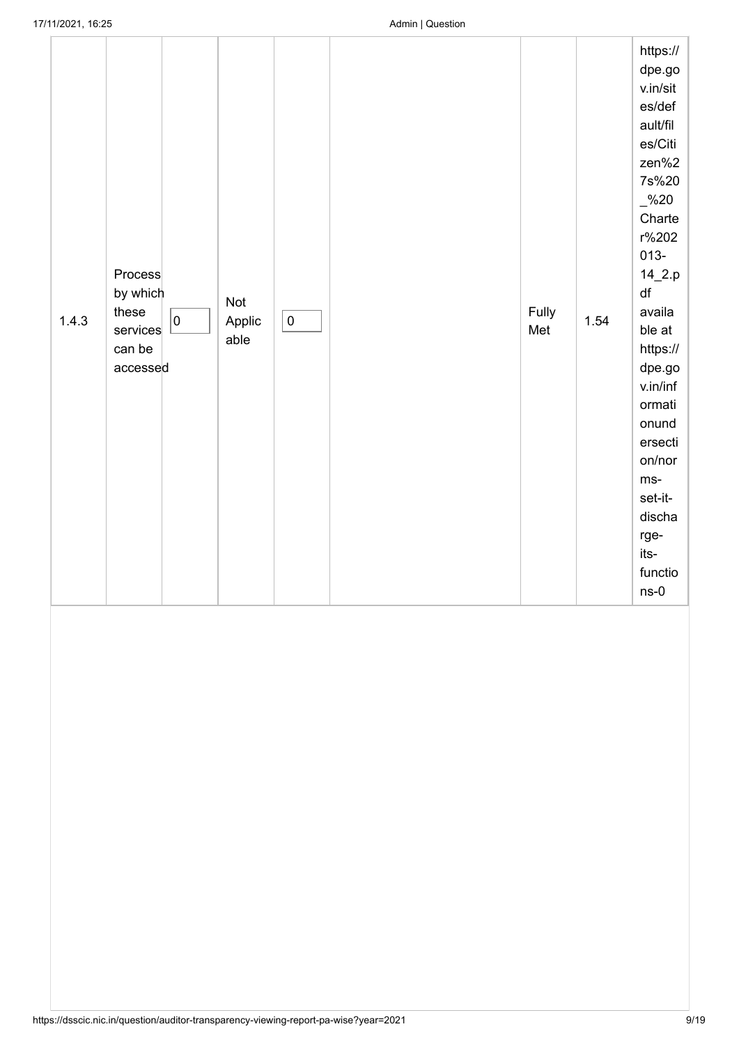| | | | | | | | | |
|---|---|---|---|---|---|---|---|---|
| 1.4.3 | Process by which these services can be accessed | 0 | Not Applicable | 0 | | Fully Met | 1.54 | https://dpe.gov.in/sites/default/files/Citizen%27s%20_%20Charter%202013-14_2.pdf available at https://dpe.gov.in/informationundersection/norms-set-it-discharge-its-functions-0 |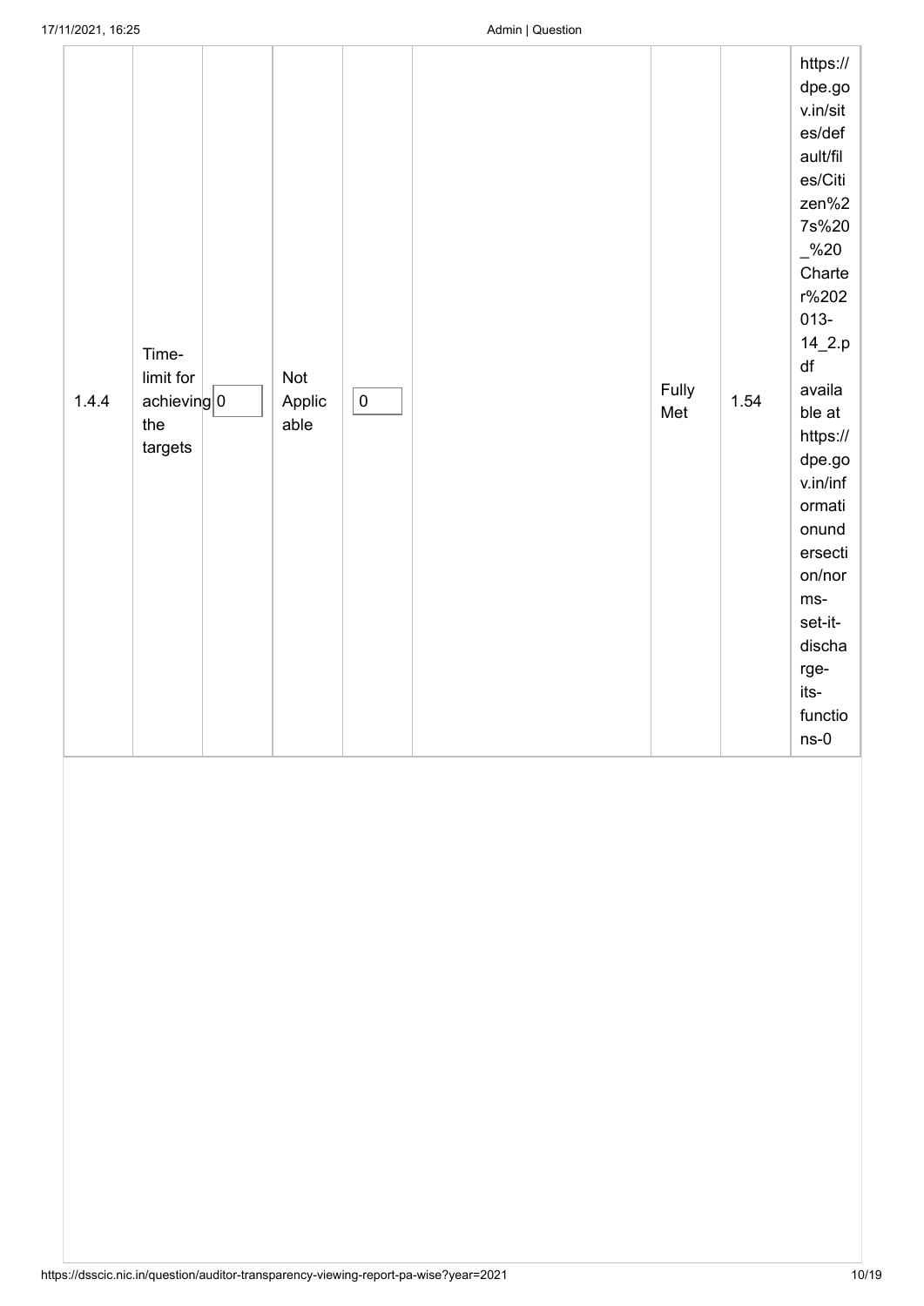| | | | | | | | | |
|---|---|---|---|---|---|---|---|---|
| 1.4.4 | Time-limit for achieving the targets | 0 | Not Applicable | 0 | | Fully Met | 1.54 | https://dpe.gov.in/sites/default/files/Citizen%27s%20_%20Charter%202013-14_2.pdf available at https://dpe.gov.in/informationundersection/norms-set-it-discharge-its-functions-0 |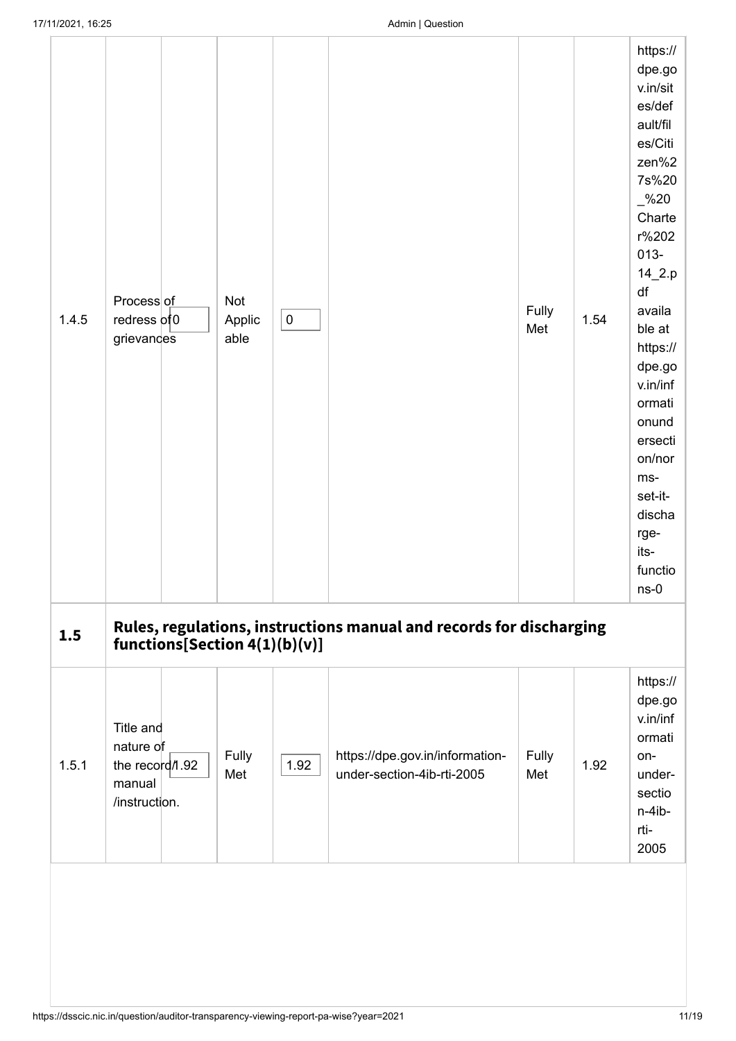| | | | | | | | | |
|---|---|---|---|---|---|---|---|---|
| 1.4.5 | Process of redress of grievances | 0 | Not Applicable | 0 | | Fully Met | 1.54 | https://dpe.gov.in/sites/default/files/Citizen%27s%20_%20Charter%202013-14_2.pdf available at https://dpe.gov.in/informationundersection/norms-set-it-discharge-its-functions-0 |
| 1.5 | **Rules, regulations, instructions manual and records for discharging functions[Section 4(1)(b)(v)]** | | | | | | | |
| 1.5.1 | Title and nature of the record/ manual /instruction. | 1.92 | Fully Met | 1.92 | https://dpe.gov.in/information-under-section-4ib-rti-2005 | Fully Met | 1.92 | https://dpe.gov.in/information-under-section-4ib-rti-2005 |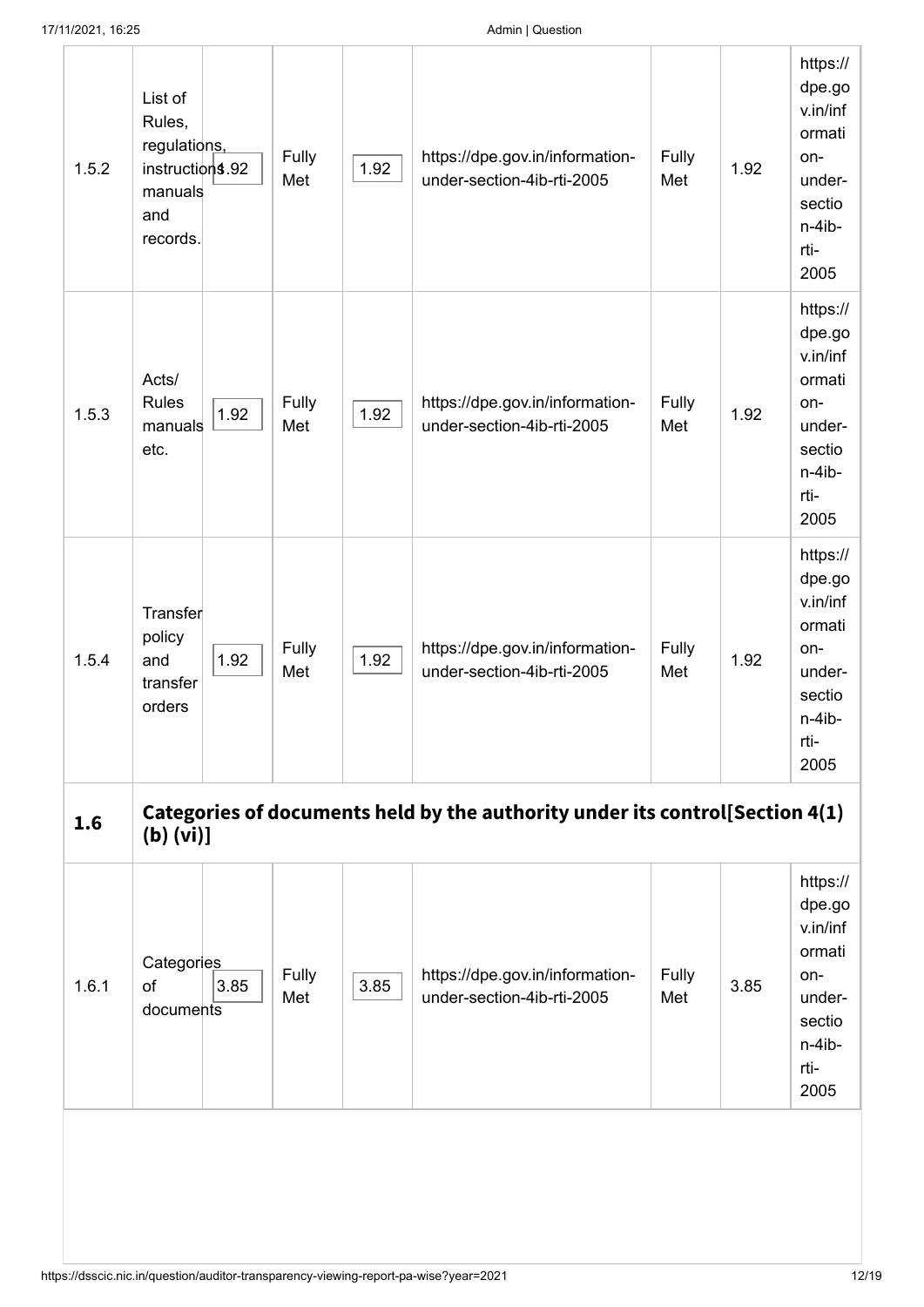| | | | | | | | | |
|---|---|---|---|---|---|---|---|---|
| 1.5.2 | List of Rules, regulations, instructions manuals and records. | 1.92 | Fully Met | 1.92 | https://dpe.gov.in/information-under-section-4ib-rti-2005 | Fully Met | 1.92 | https://dpe.gov.in/information-under-section-4ib-rti-2005 |
| 1.5.3 | Acts/ Rules manuals etc. | 1.92 | Fully Met | 1.92 | https://dpe.gov.in/information-under-section-4ib-rti-2005 | Fully Met | 1.92 | https://dpe.gov.in/information-under-section-4ib-rti-2005 |
| 1.5.4 | Transfer policy and transfer orders | 1.92 | Fully Met | 1.92 | https://dpe.gov.in/information-under-section-4ib-rti-2005 | Fully Met | 1.92 | https://dpe.gov.in/information-under-section-4ib-rti-2005 |
| **1.6** | **Categories of documents held by the authority under its control[Section 4(1) (b) (vi)]** | | | | | | | |
| 1.6.1 | Categories of documents | 3.85 | Fully Met | 3.85 | https://dpe.gov.in/information-under-section-4ib-rti-2005 | Fully Met | 3.85 | https://dpe.gov.in/information-under-section-4ib-rti-2005 |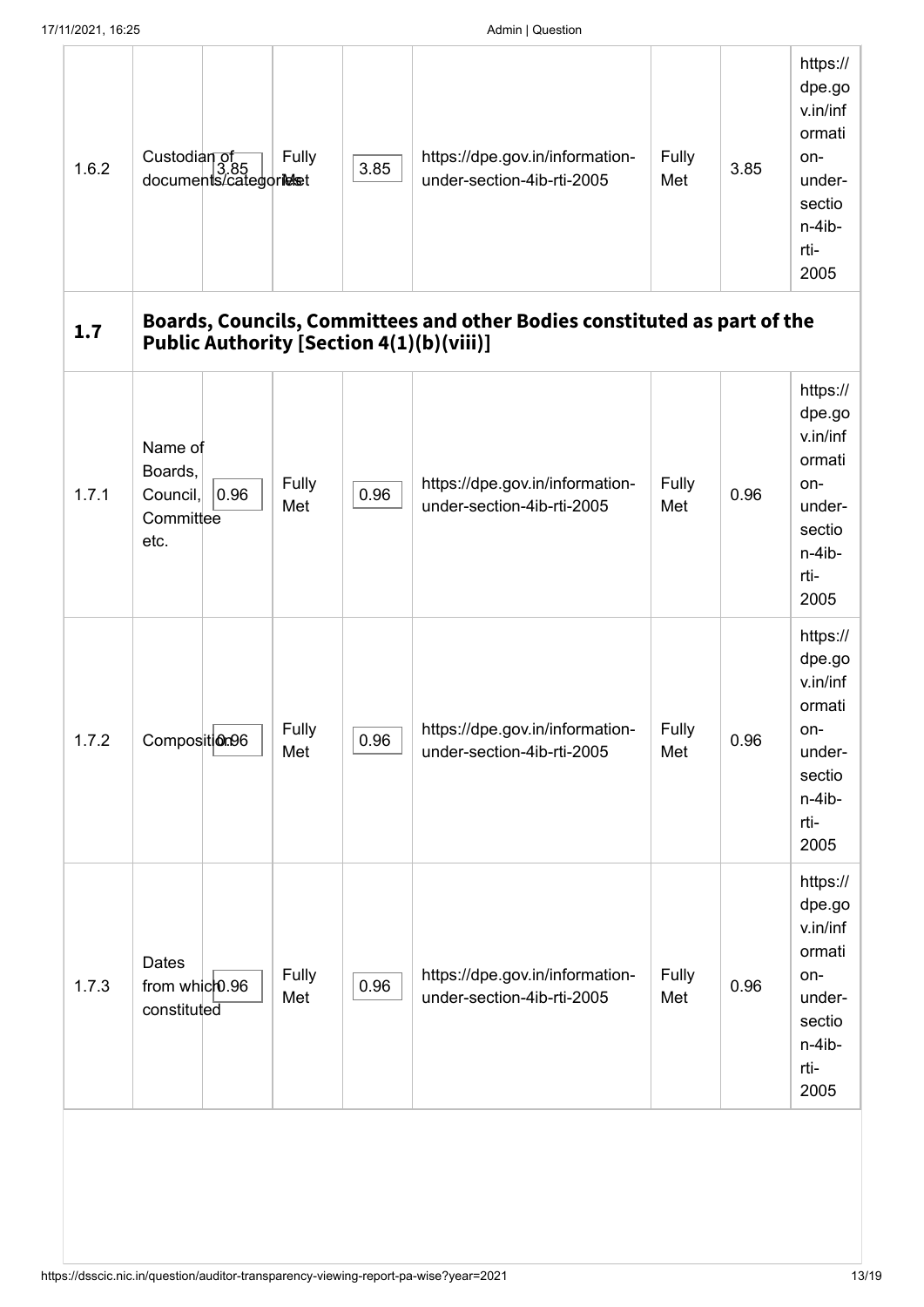| | | | | | | | | |
|---|---|---|---|---|---|---|---|---|
| 1.6.2 | Custodian of documents/categories | 3.85 | Fully Met | 3.85 | https://dpe.gov.in/information-under-section-4ib-rti-2005 | Fully Met | 3.85 | https://dpe.gov.in/information-under-section-4ib-rti-2005 |
| **1.7** | **Boards, Councils, Committees and other Bodies constituted as part of the Public Authority [Section 4(1)(b)(viii)]** | | | | | | | |
| 1.7.1 | Name of Boards, Council, Committee etc. | 0.96 | Fully Met | 0.96 | https://dpe.gov.in/information-under-section-4ib-rti-2005 | Fully Met | 0.96 | https://dpe.gov.in/information-under-section-4ib-rti-2005 |
| 1.7.2 | Composition | 0.96 | Fully Met | 0.96 | https://dpe.gov.in/information-under-section-4ib-rti-2005 | Fully Met | 0.96 | https://dpe.gov.in/information-under-section-4ib-rti-2005 |
| 1.7.3 | Dates from which constituted | 0.96 | Fully Met | 0.96 | https://dpe.gov.in/information-under-section-4ib-rti-2005 | Fully Met | 0.96 | https://dpe.gov.in/information-under-section-4ib-rti-2005 |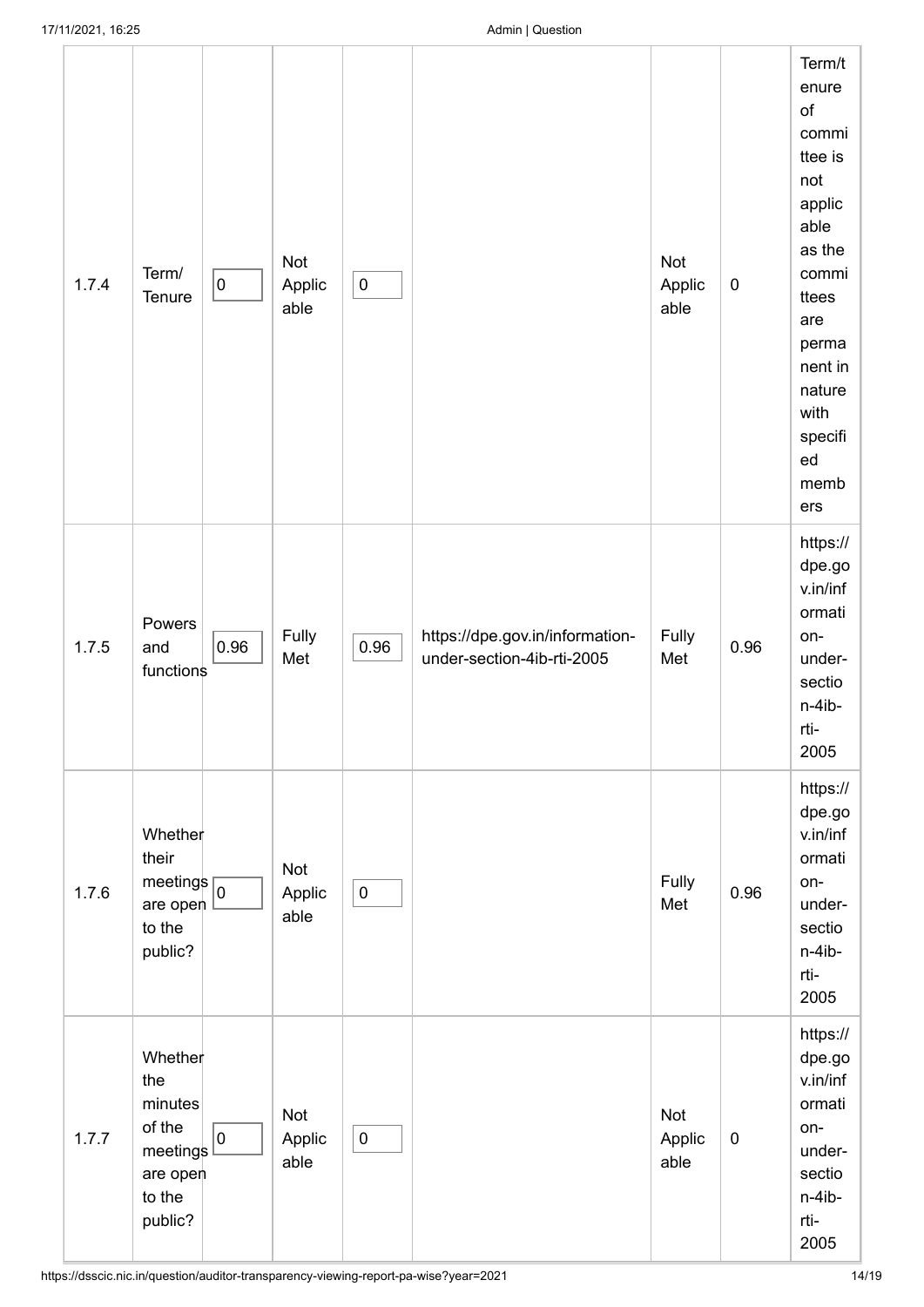| 1.7.4 | Term/ Tenure | 0 | Not Applicable | 0 | | Not Applicable | 0 | Term/tenure of committee is not applicable as the committees are permanent in nature with specified members |
|---|---|---|---|---|---|---|---|---|
| 1.7.5 | Powers and functions | 0.96 | Fully Met | 0.96 | https://dpe.gov.in/information-under-section-4ib-rti-2005 | Fully Met | 0.96 | https://dpe.gov.in/information-under-section-4ib-rti-2005 |
| 1.7.6 | Whether their meetings are open to the public? | 0 | Not Applicable | 0 | | Fully Met | 0.96 | https://dpe.gov.in/information-under-section-4ib-rti-2005 |
| 1.7.7 | Whether the minutes of the meetings are open to the public? | 0 | Not Applicable | 0 | | Not Applicable | 0 | https://dpe.gov.in/information-under-section-4ib-rti-2005 |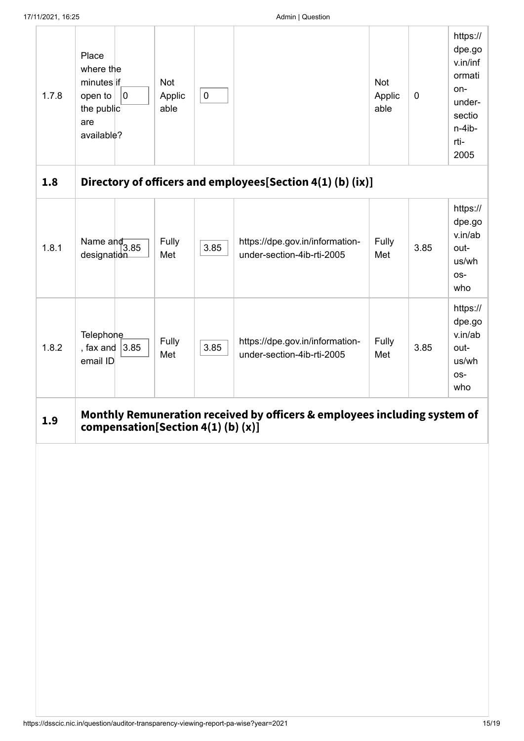| 1.7.8 | Place where the minutes if open to the public are available? | 0 | Not Applicable | 0 | | Not Applicable | 0 | https://dpe.gov.in/information-under-section-4ib-rti-2005 |
|---|---|---|---|---|---|---|---|---|
| **1.8** | **Directory of officers and employees[Section 4(1) (b) (ix)]** | | | | | | | |
| 1.8.1 | Name and designation | 3.85 | Fully Met | 3.85 | https://dpe.gov.in/information-under-section-4ib-rti-2005 | Fully Met | 3.85 | https://dpe.gov.in/about-us/whos-who |
| 1.8.2 | Telephone, fax and email ID | 3.85 | Fully Met | 3.85 | https://dpe.gov.in/information-under-section-4ib-rti-2005 | Fully Met | 3.85 | https://dpe.gov.in/about-us/whos-who |
| **1.9** | **Monthly Remuneration received by officers & employees including system of compensation[Section 4(1) (b) (x)]** | | | | | | | |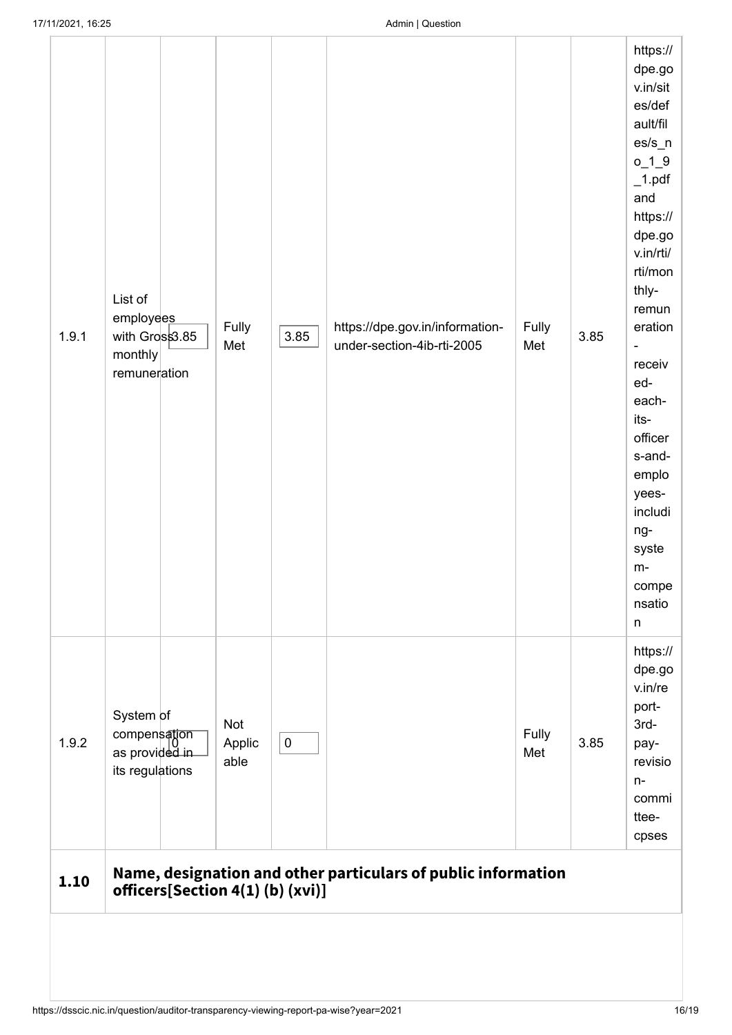| 1.9.1 | List of employees with Gross monthly remuneration | 3.85 | Fully Met | 3.85 | https://dpe.gov.in/information-under-section-4ib-rti-2005 | Fully Met | 3.85 | https://dpe.gov.in/sites/default/files/s_no_1_9_1.pdf and https://dpe.gov.in/rti/rti/monthly-remuneration-received-each-its-officers-and-employees-including-system-compensation |
|---|---|---|---|---|---|---|---|---|
| 1.9.2 | System of compensation as provided in its regulations | 0 | Not Applicable | 0 | | Fully Met | 3.85 | https://dpe.gov.in/report-3rd-pay-revision-committee-cpses |
| **1.10** | **Name, designation and other particulars of public information officers[Section 4(1) (b) (xvi)]** | | | | | | | |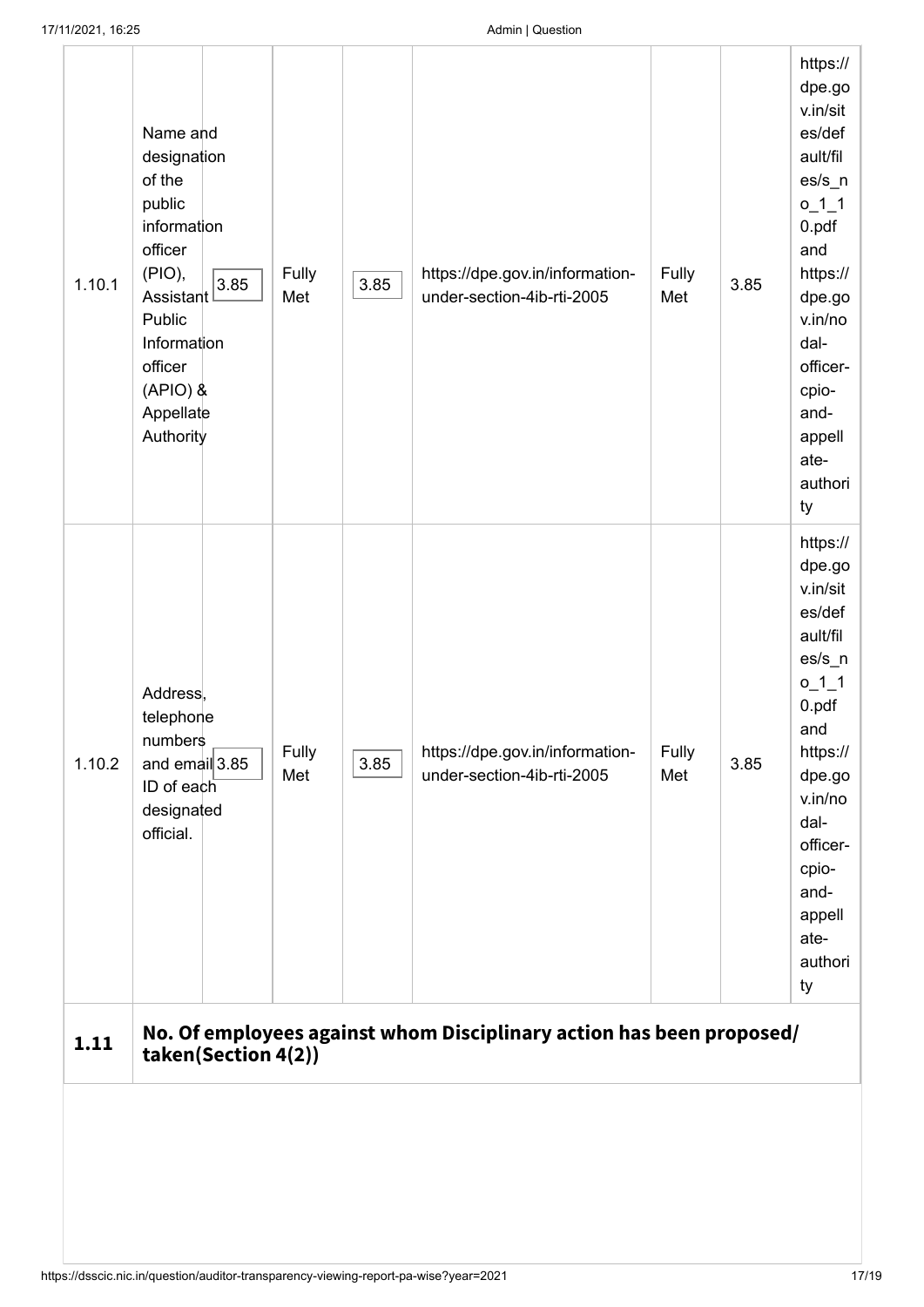| | | | | | | | | |
|---|---|---|---|---|---|---|---|---|
| 1.10.1 | Name and designation of the public information officer (PIO), Assistant Public Information officer (APIO) & Appellate Authority | 3.85 | Fully Met | 3.85 | https://dpe.gov.in/information-under-section-4ib-rti-2005 | Fully Met | 3.85 | https://dpe.gov.in/sites/default/files/s_no_1_10.pdf and https://dpe.gov.in/nodal-officer-cpio-and-appellate-authority |
| 1.10.2 | Address, telephone numbers and email ID of each designated official. | 3.85 | Fully Met | 3.85 | https://dpe.gov.in/information-under-section-4ib-rti-2005 | Fully Met | 3.85 | https://dpe.gov.in/sites/default/files/s_no_1_10.pdf and https://dpe.gov.in/nodal-officer-cpio-and-appellate-authority |
| **1.11** | **No. Of employees against whom Disciplinary action has been proposed/ taken(Section 4(2))** | | | | | | | |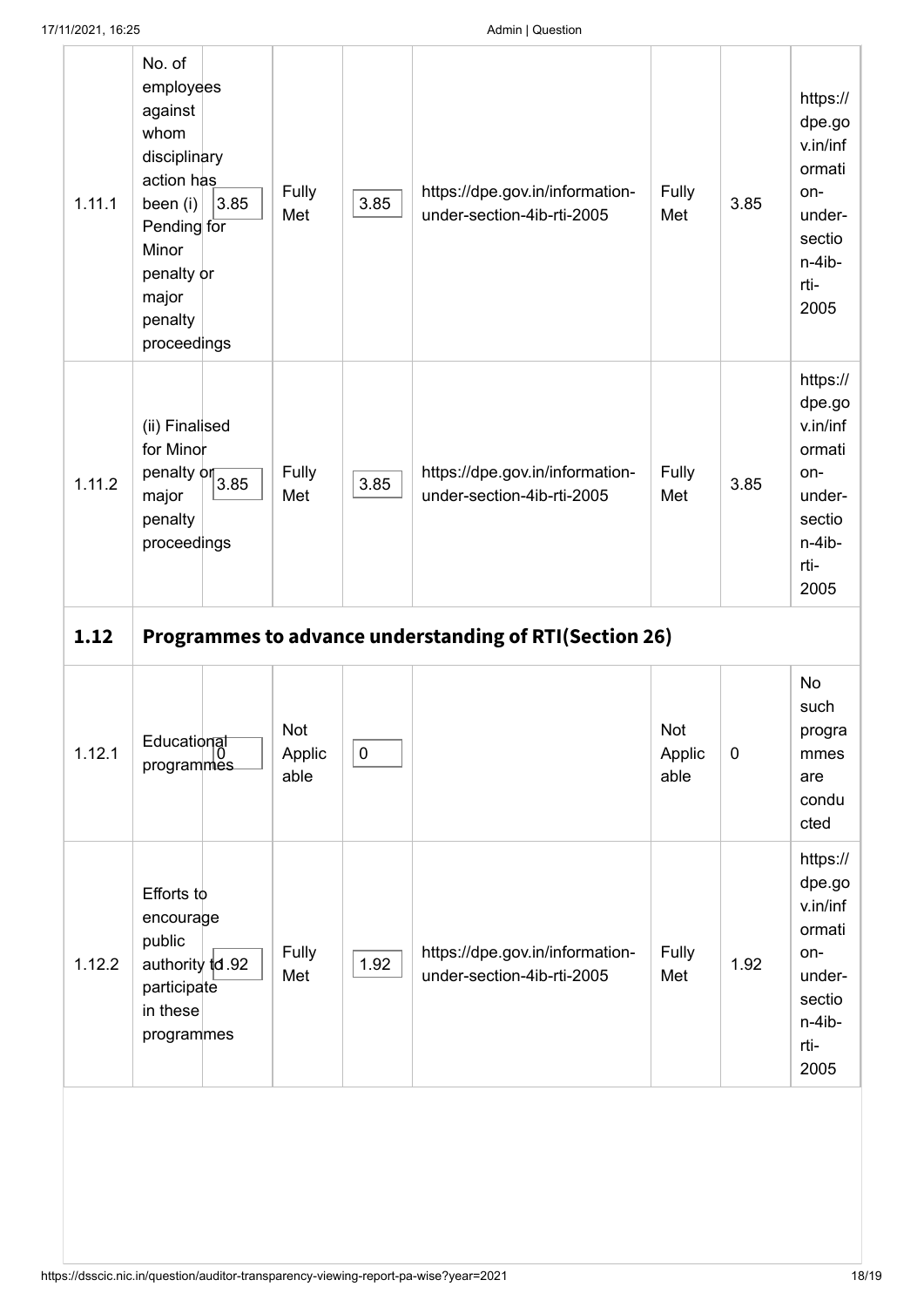| | | | | | | | | |
|---|---|---|---|---|---|---|---|---|
| 1.11.1 | No. of employees against whom disciplinary action has been (i) Pending for Minor penalty or major penalty proceedings | 3.85 | Fully Met | 3.85 | https://dpe.gov.in/information-under-section-4ib-rti-2005 | Fully Met | 3.85 | https://dpe.gov.in/information-under-section-4ib-rti-2005 |
| 1.11.2 | (ii) Finalised for Minor penalty or major penalty proceedings | 3.85 | Fully Met | 3.85 | https://dpe.gov.in/information-under-section-4ib-rti-2005 | Fully Met | 3.85 | https://dpe.gov.in/information-under-section-4ib-rti-2005 |
| **1.12** | **Programmes to advance understanding of RTI(Section 26)** | | | | | | | |
| 1.12.1 | Educational programmes | 0 | Not Applicable | 0 | | Not Applicable | 0 | No such programmes are conducted |
| 1.12.2 | Efforts to encourage public authority to participate in these programmes | 1.92 | Fully Met | 1.92 | https://dpe.gov.in/information-under-section-4ib-rti-2005 | Fully Met | 1.92 | https://dpe.gov.in/information-under-section-4ib-rti-2005 |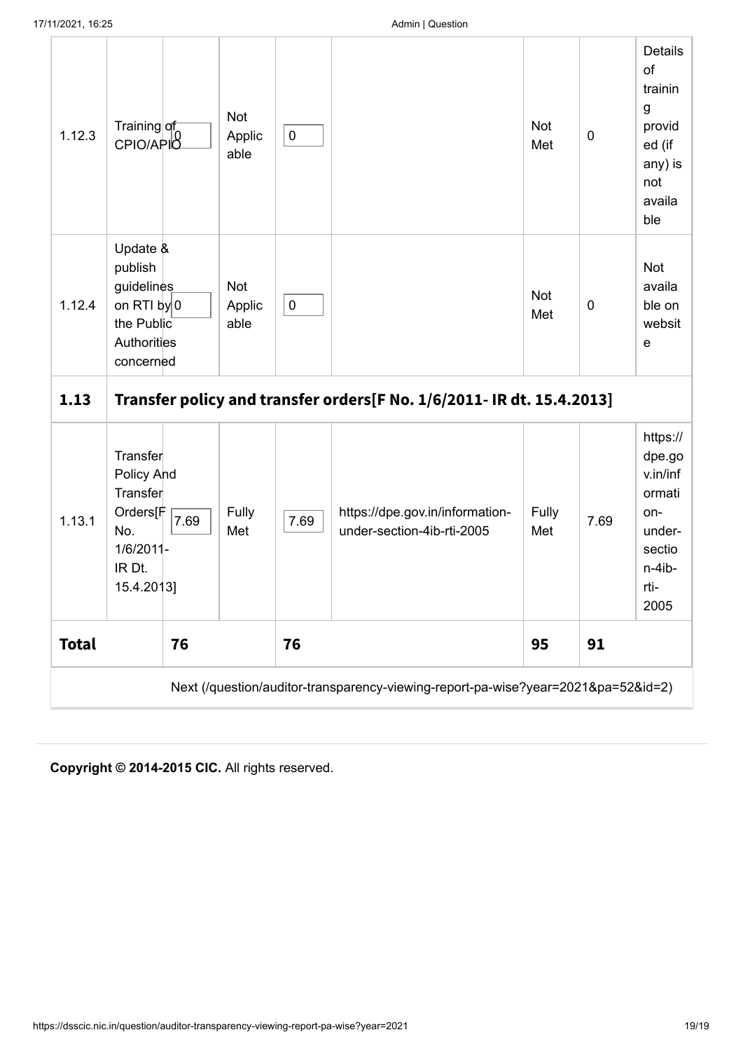| | | | | | | | | |
|---|---|---|---|---|---|---|---|---|
| 1.12.3 | Training of CPIO/APIO | 0 | Not Applicable | 0 | | Not Met | 0 | Details of training provided (if any) is not available |
| 1.12.4 | Update & publish guidelines on RTI by the Public Authorities concerned | 0 | Not Applicable | 0 | | Not Met | 0 | Not available on website |
| **1.13** | **Transfer policy and transfer orders[F No. 1/6/2011- IR dt. 15.4.2013]** | | | | | | | |
| 1.13.1 | Transfer Policy And Transfer Orders[F No. 1/6/2011- IR Dt. 15.4.2013] | 7.69 | Fully Met | 7.69 | https://dpe.gov.in/information-under-section-4ib-rti-2005 | Fully Met | 7.69 | https://dpe.gov.in/information-under-section-4ib-rti-2005 |
| **Total** | | **76** | | **76** | | **95** | **91** | |

Next (/question/auditor-transparency-viewing-report-pa-wise?year=2021&pa=52&id=2)

**Copyright © 2014-2015 CIC.** All rights reserved.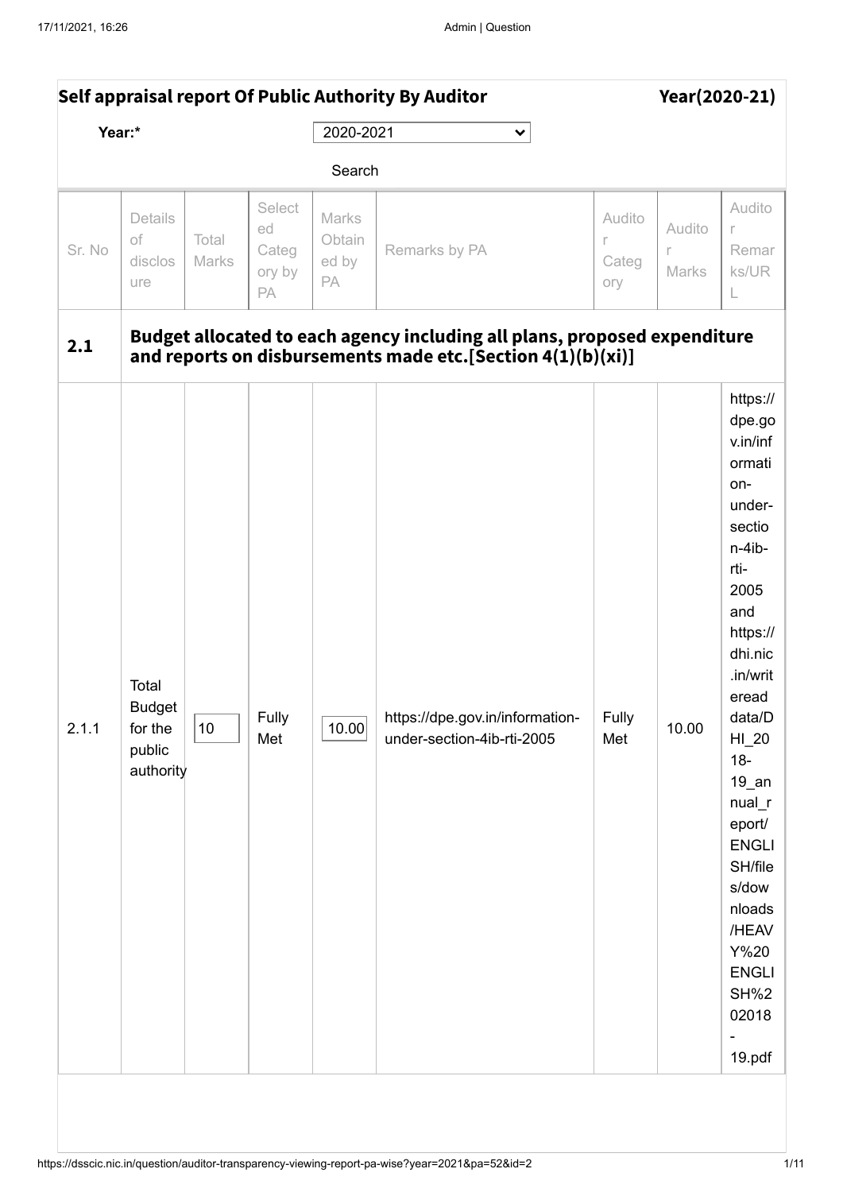## Self appraisal report Of Public Authority By Auditor Year(2020-21)

Year:* 2020-2021

Search

| Sr. No | Details of disclosure | Total Marks | Selected Category by PA | Marks Obtained by PA | Remarks by PA | Auditor Category | Auditor Marks | Auditor Remarks/URL |
|---|---|---|---|---|---|---|---|---|
| **2.1** | **Budget allocated to each agency including all plans, proposed expenditure and reports on disbursements made etc.[Section 4(1)(b)(xi)]** | | | | | | | |
| 2.1.1 | Total Budget for the public authority | 10 | Fully Met | 10.00 | https://dpe.gov.in/information-under-section-4ib-rti-2005 | Fully Met | 10.00 | https://dpe.gov.in/information-under-section-4ib-rti-2005 and https://dhi.nic.in/writereaddata/DHI_2018-19_annual_report/ENGLISH/files/downloads/HEAVY%20ENGLISH%202018-19.pdf |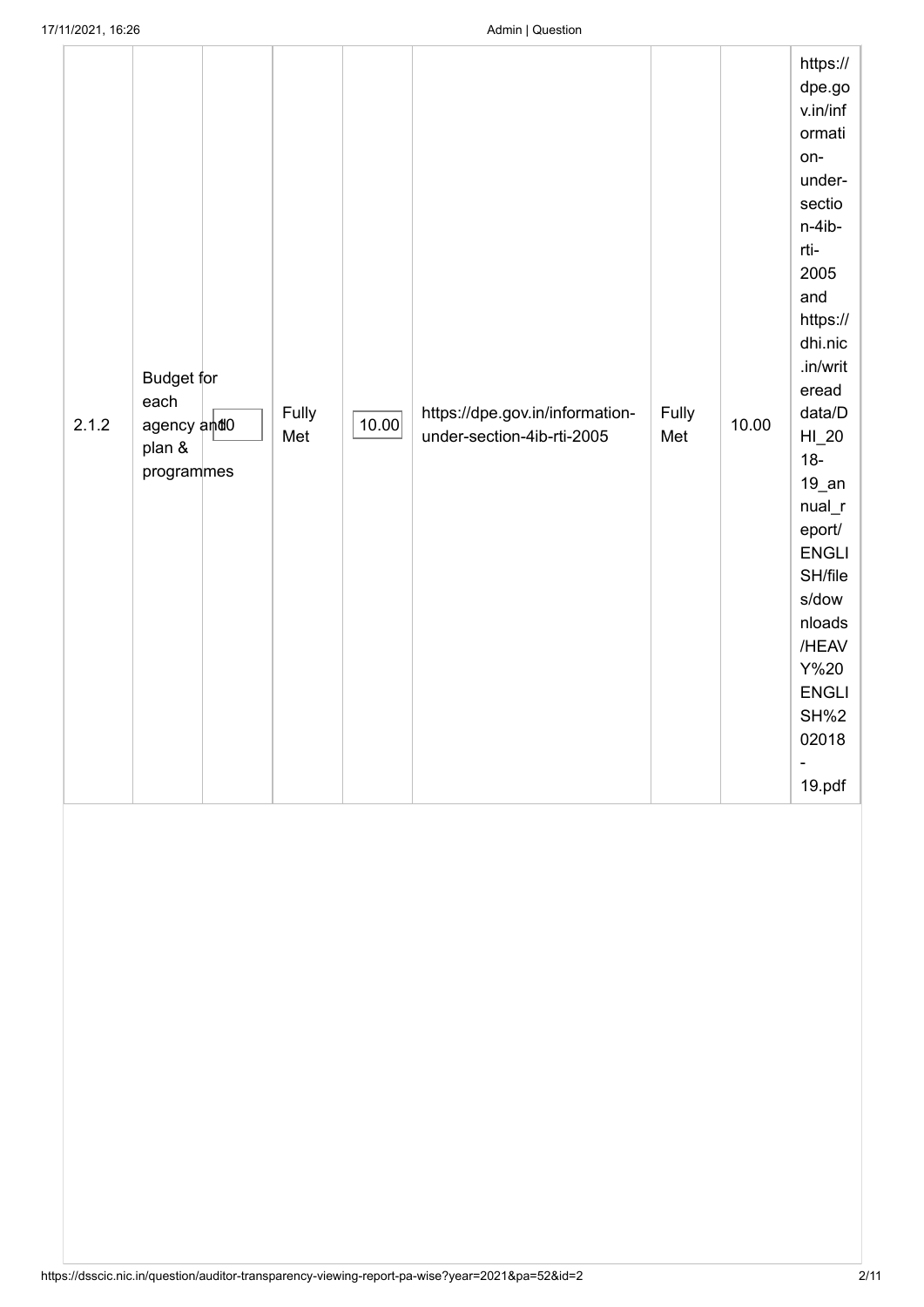| | | | | | | | | |
|---|---|---|---|---|---|---|---|---|
| 2.1.2 | Budget for each agency and plan & programmes | 10 | Fully Met | 10.00 | https://dpe.gov.in/information-under-section-4ib-rti-2005 | Fully Met | 10.00 | https://dpe.gov.in/information-under-section-4ib-rti-2005 and https://dhi.nic.in/writereaddata/DHI_2018-19_annual_report/ENGLISH/files/downloads/HEAVY%20ENGLISH%202018-19.pdf |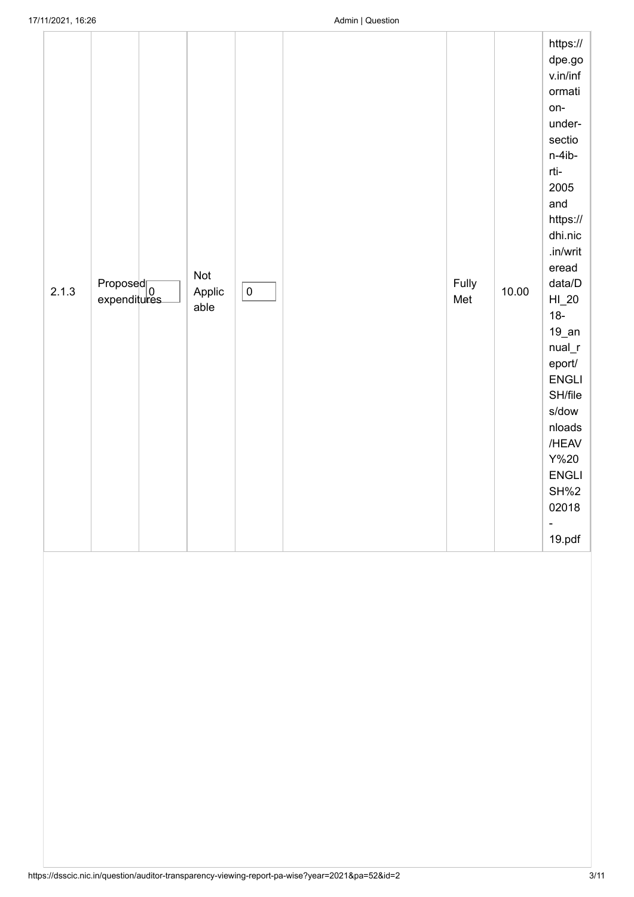| | | | | | | | | |
|---|---|---|---|---|---|---|---|---|
| 2.1.3 | Proposed expenditures | 0 | Not Applicable | 0 | | Fully Met | 10.00 | https://dpe.gov.in/information-under-section-4ib-rti-2005 and https://dhi.nic.in/writereaddata/DHI_2018-19_annual_report/ENGLISH/files/downloads/HEAVY%20ENGLISH%2020018-19.pdf |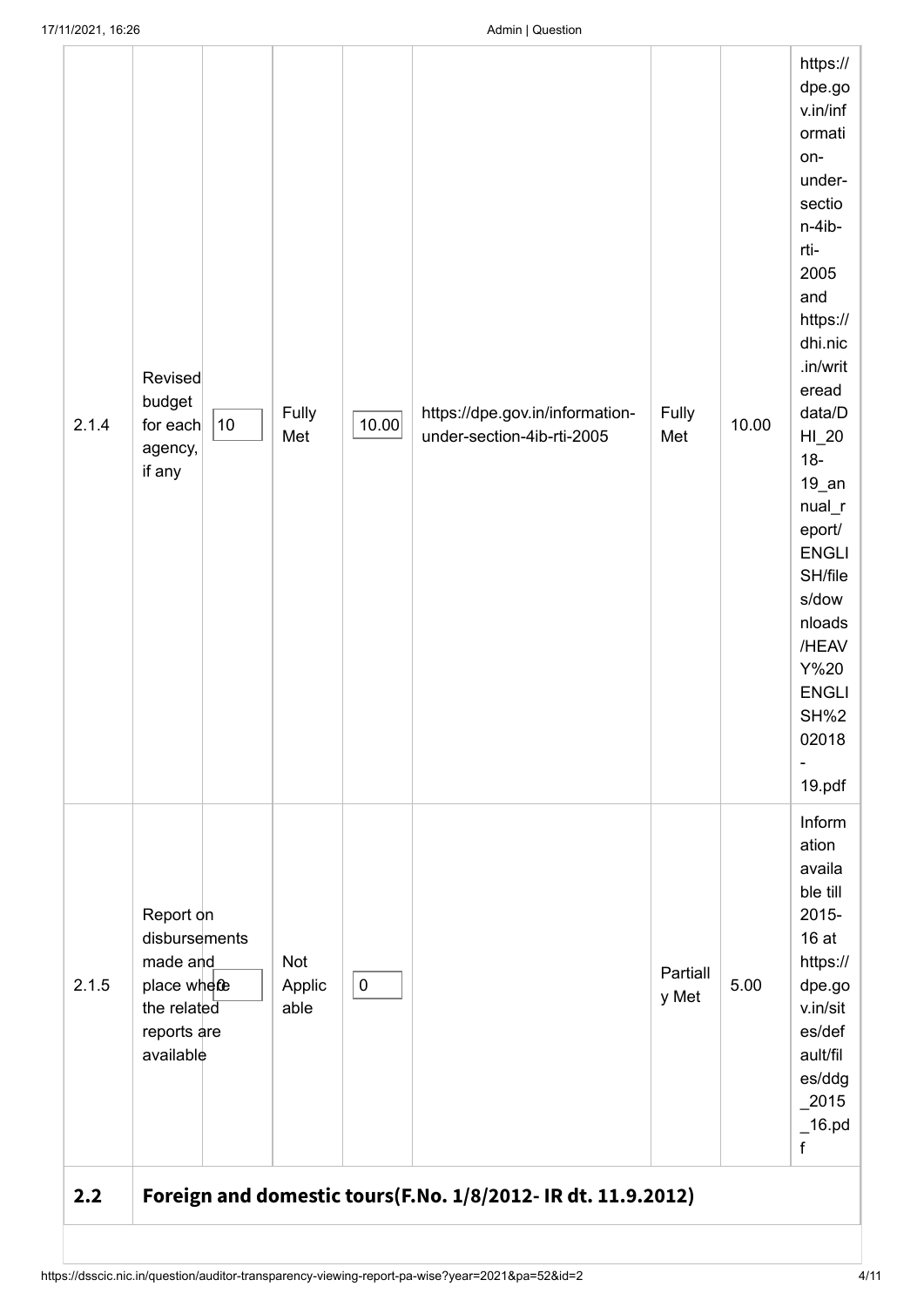| | | | | | | | | |
|---|---|---|---|---|---|---|---|---|
| 2.1.4 | Revised budget for each agency, if any | 10 | Fully Met | 10.00 | https://dpe.gov.in/information-under-section-4ib-rti-2005 | Fully Met | 10.00 | https://dpe.gov.in/information-under-section-4ib-rti-2005 and https://dhi.nic.in/writereaddata/DHI_2018-19_annual_report/ENGLISH/files/downloads/HEAVY%20ENGLISH%202018-19.pdf |
| 2.1.5 | Report on disbursements made and place where the related reports are available | 0 | Not Applicable | 0 | | Partially Met | 5.00 | Information available till 2015-16 at https://dpe.gov.in/sites/default/files/ddg_2015_16.pdf |
| **2.2** | **Foreign and domestic tours(F.No. 1/8/2012- IR dt. 11.9.2012)** | | | | | | | |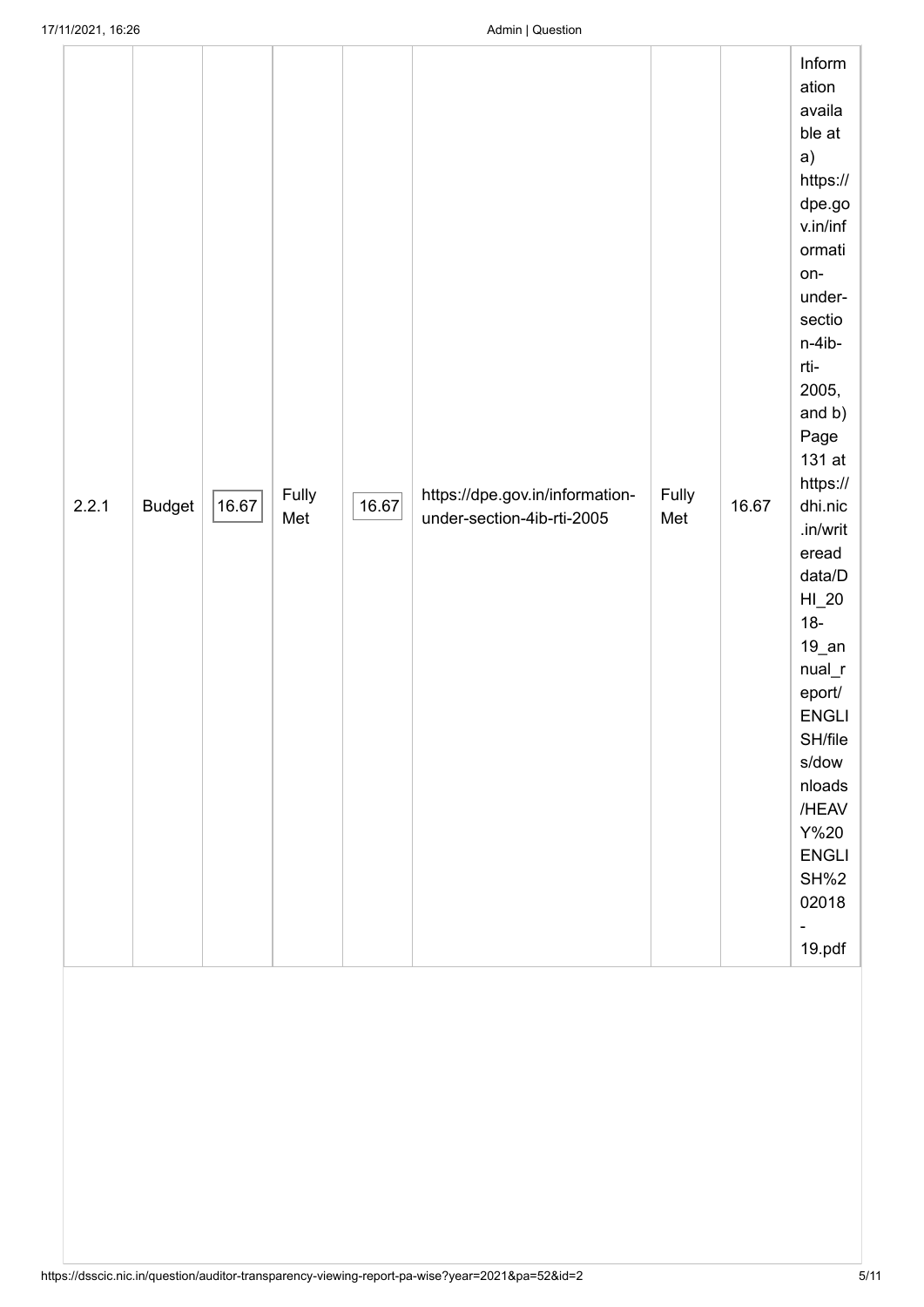| | | | | | | | | |
|---|---|---|---|---|---|---|---|---|
| 2.2.1 | Budget | 16.67 | Fully Met | 16.67 | https://dpe.gov.in/information-under-section-4ib-rti-2005 | Fully Met | 16.67 | Information available at a) https://dpe.gov.in/information-under-section-4ib-rti-2005, and b) Page 131 at https://dhi.nic.in/writereaddata/DHI_2018-19_annual_report/ENGLISH/files/downloads/HEAVY%20ENGLISH%202018-19.pdf |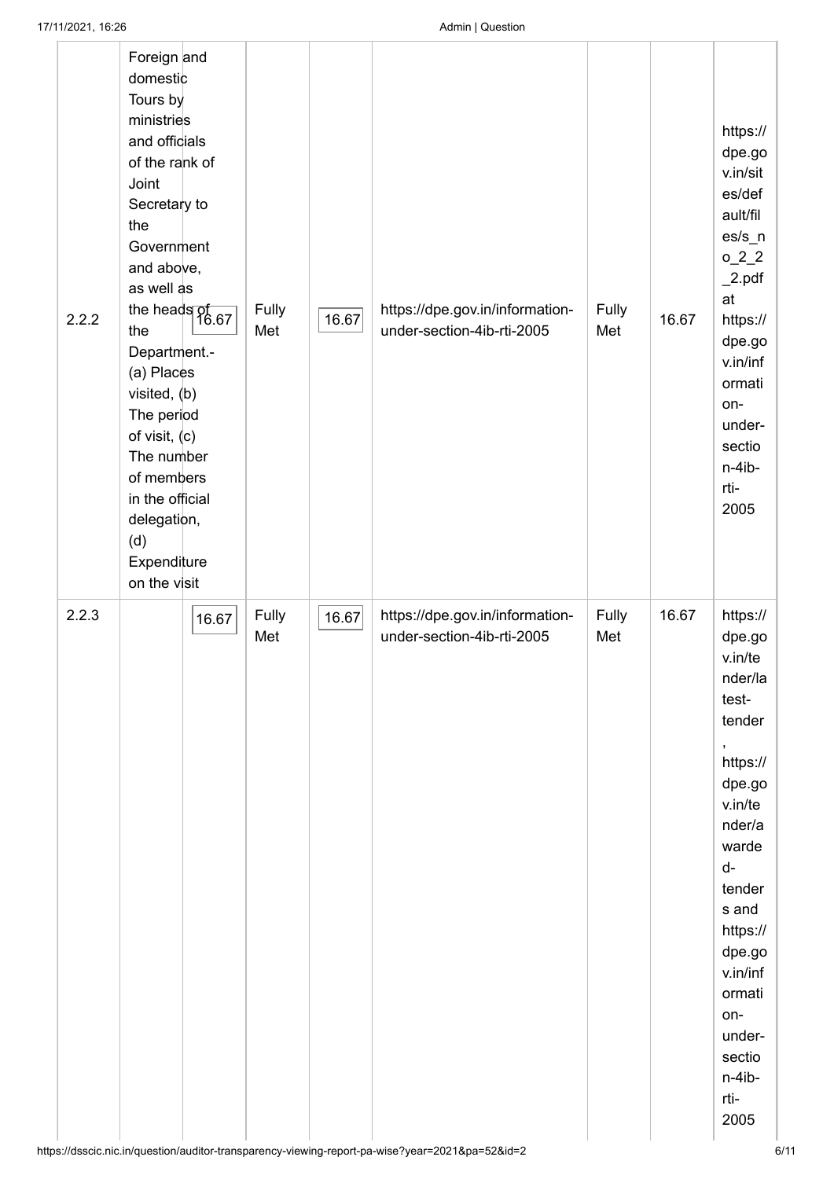| 2.2.2 | Foreign and domestic Tours by ministries and officials of the rank of Joint Secretary to the Government and above, as well as the heads of the Department.- (a) Places visited, (b) The period of visit, (c) The number of members in the official delegation, (d) Expenditure on the visit | 16.67 | Fully Met | 16.67 | https://dpe.gov.in/information-under-section-4ib-rti-2005 | Fully Met | 16.67 | https://dpe.gov.in/sites/default/files/s_no_2_2_2.pdf at https://dpe.gov.in/information-under-section-4ib-rti-2005 |
|---|---|---|---|---|---|---|---|---|
| 2.2.3 | | 16.67 | Fully Met | 16.67 | https://dpe.gov.in/information-under-section-4ib-rti-2005 | Fully Met | 16.67 | https://dpe.gov.in/tender/latest-tender , https://dpe.gov.in/tender/awarded-tenders and https://dpe.gov.in/information-under-section-4ib-rti-2005 |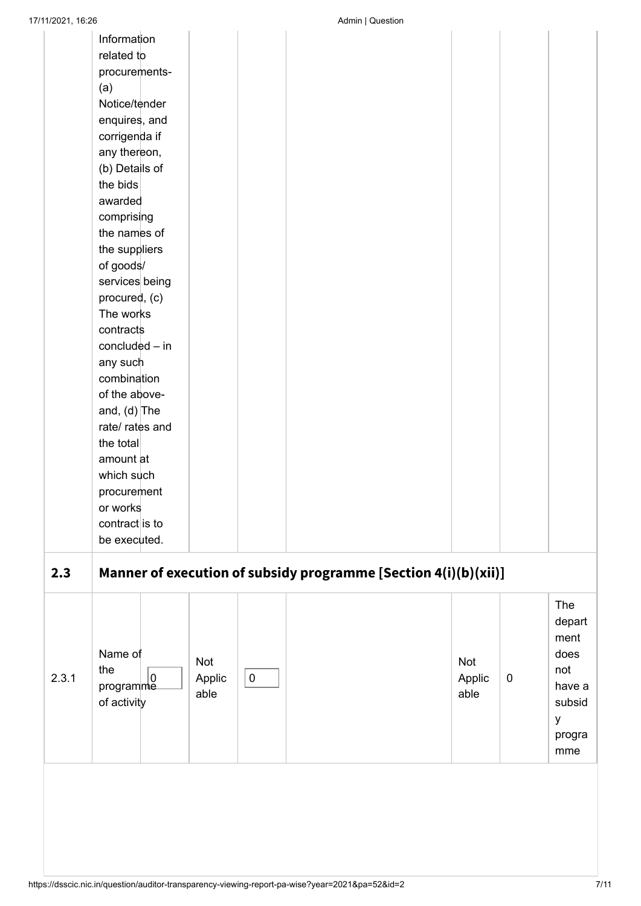| | | | | | | | | |
|---|---|---|---|---|---|---|---|---|
| | Information related to procurements- (a) Notice/tender enquires, and corrigenda if any thereon, (b) Details of the bids awarded comprising the names of the suppliers of goods/ services being procured, (c) The works contracts concluded – in any such combination of the above- and, (d) The rate/ rates and the total amount at which such procurement or works contract is to be executed. | | | | | | | |
| **2.3** | **Manner of execution of subsidy programme [Section 4(i)(b)(xii)]** | | | | | | | |
| 2.3.1 | Name of the programme of activity | 0 | Not Applicable | 0 | | Not Applicable | 0 | The department does not have a subsidy programme |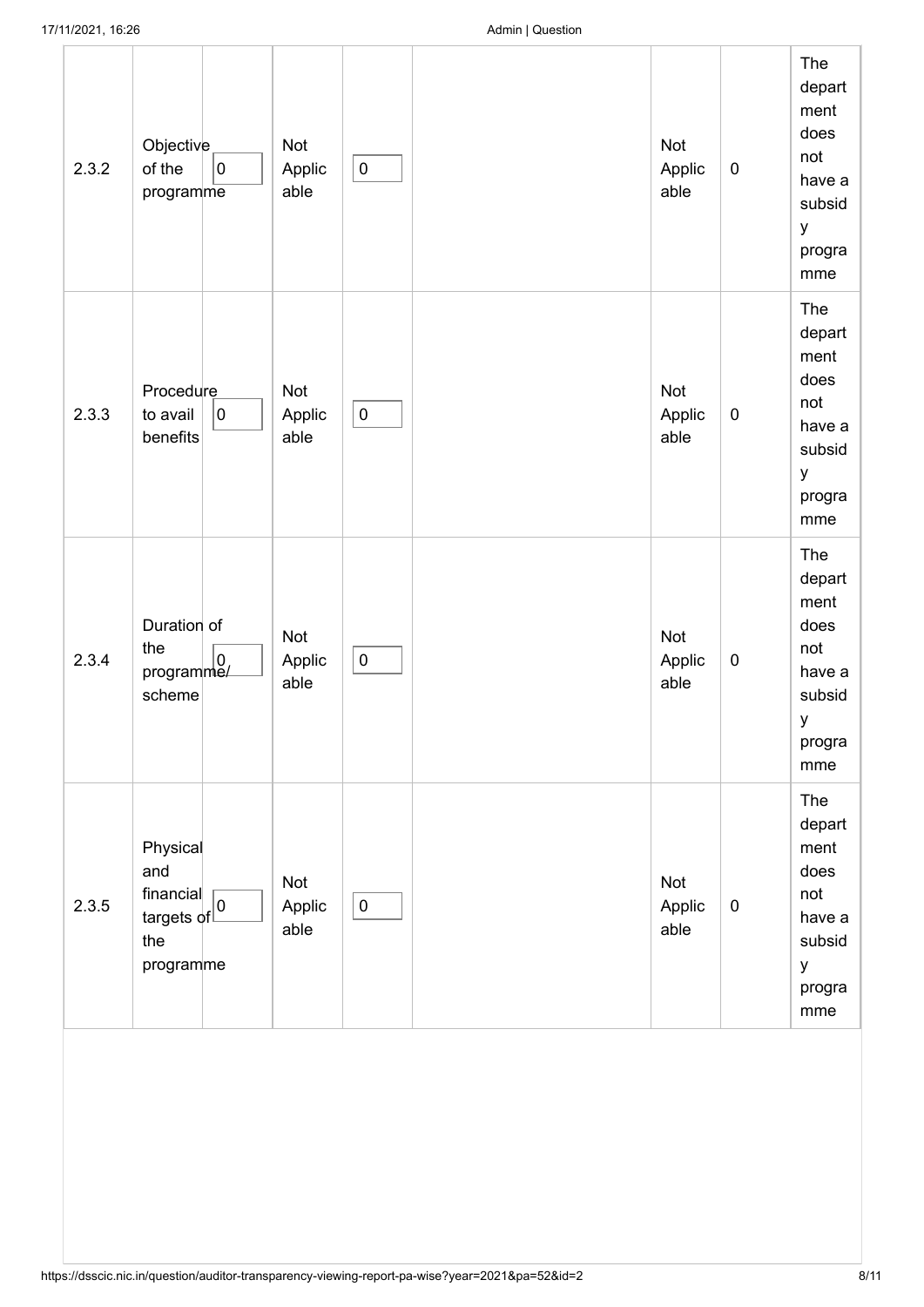| | | | | | | | | |
|---|---|---|---|---|---|---|---|---|
| 2.3.2 | Objective of the programme | 0 | Not Applicable | 0 | | Not Applicable | 0 | The department does not have a subsidy programme |
| 2.3.3 | Procedure to avail benefits | 0 | Not Applicable | 0 | | Not Applicable | 0 | The department does not have a subsidy programme |
| 2.3.4 | Duration of the programme/ scheme | 0 | Not Applicable | 0 | | Not Applicable | 0 | The department does not have a subsidy programme |
| 2.3.5 | Physical and financial targets of the programme | 0 | Not Applicable | 0 | | Not Applicable | 0 | The department does not have a subsidy programme |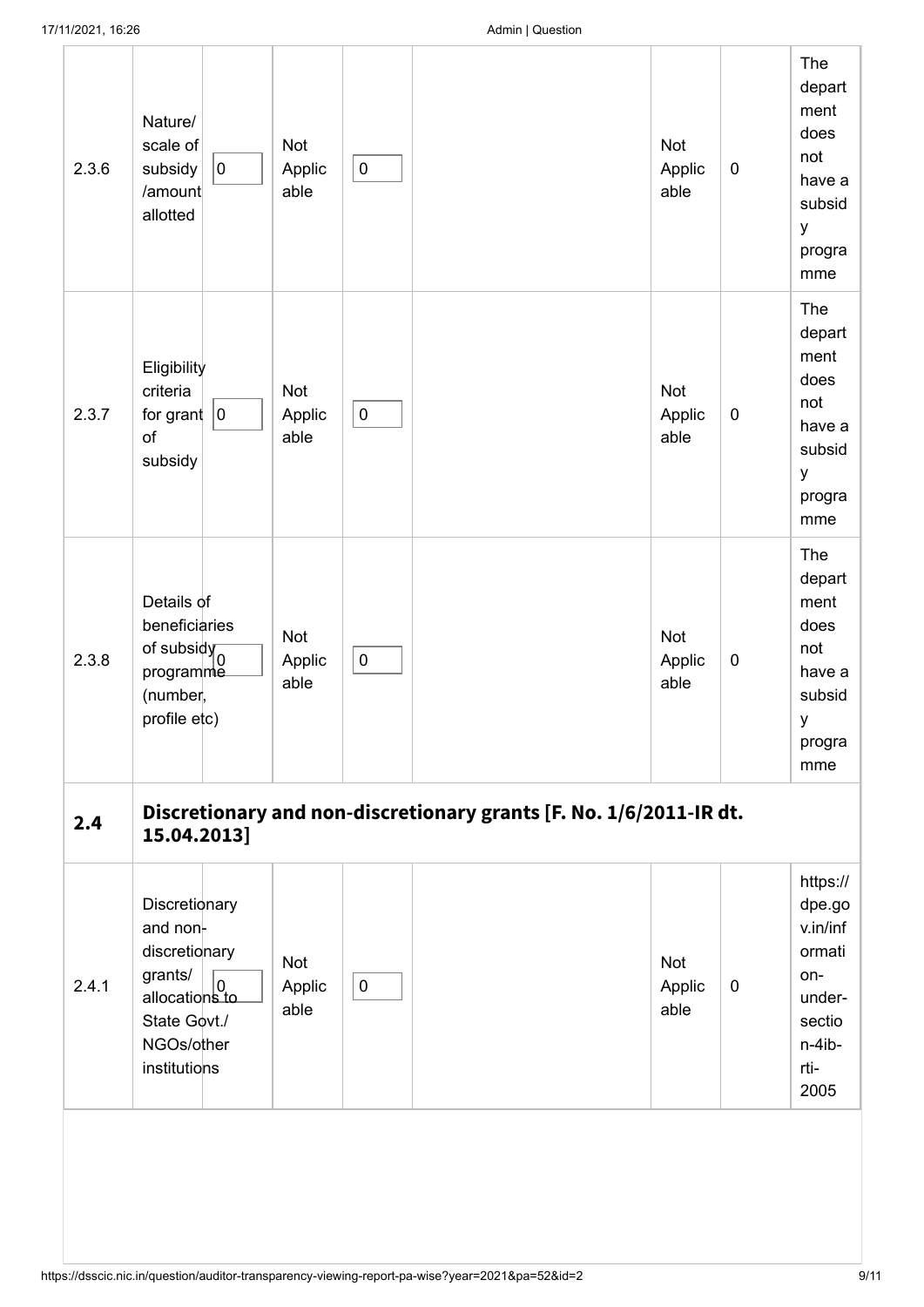| | | | | | | | | |
|---|---|---|---|---|---|---|---|---|
| 2.3.6 | Nature/ scale of subsidy /amount allotted | 0 | Not Applicable | 0 | | Not Applicable | 0 | The department does not have a subsidy programme |
| 2.3.7 | Eligibility criteria for grant of subsidy | 0 | Not Applicable | 0 | | Not Applicable | 0 | The department does not have a subsidy programme |
| 2.3.8 | Details of beneficiaries of subsidy programme (number, profile etc) | 0 | Not Applicable | 0 | | Not Applicable | 0 | The department does not have a subsidy programme |
| **2.4** | **Discretionary and non-discretionary grants [F. No. 1/6/2011-IR dt. 15.04.2013]** | | | | | | | |
| 2.4.1 | Discretionary and non-discretionary grants/ allocations to State Govt./ NGOs/other institutions | 0 | Not Applicable | 0 | | Not Applicable | 0 | https://dpe.gov.in/information-under-section-4ib-rti-2005 |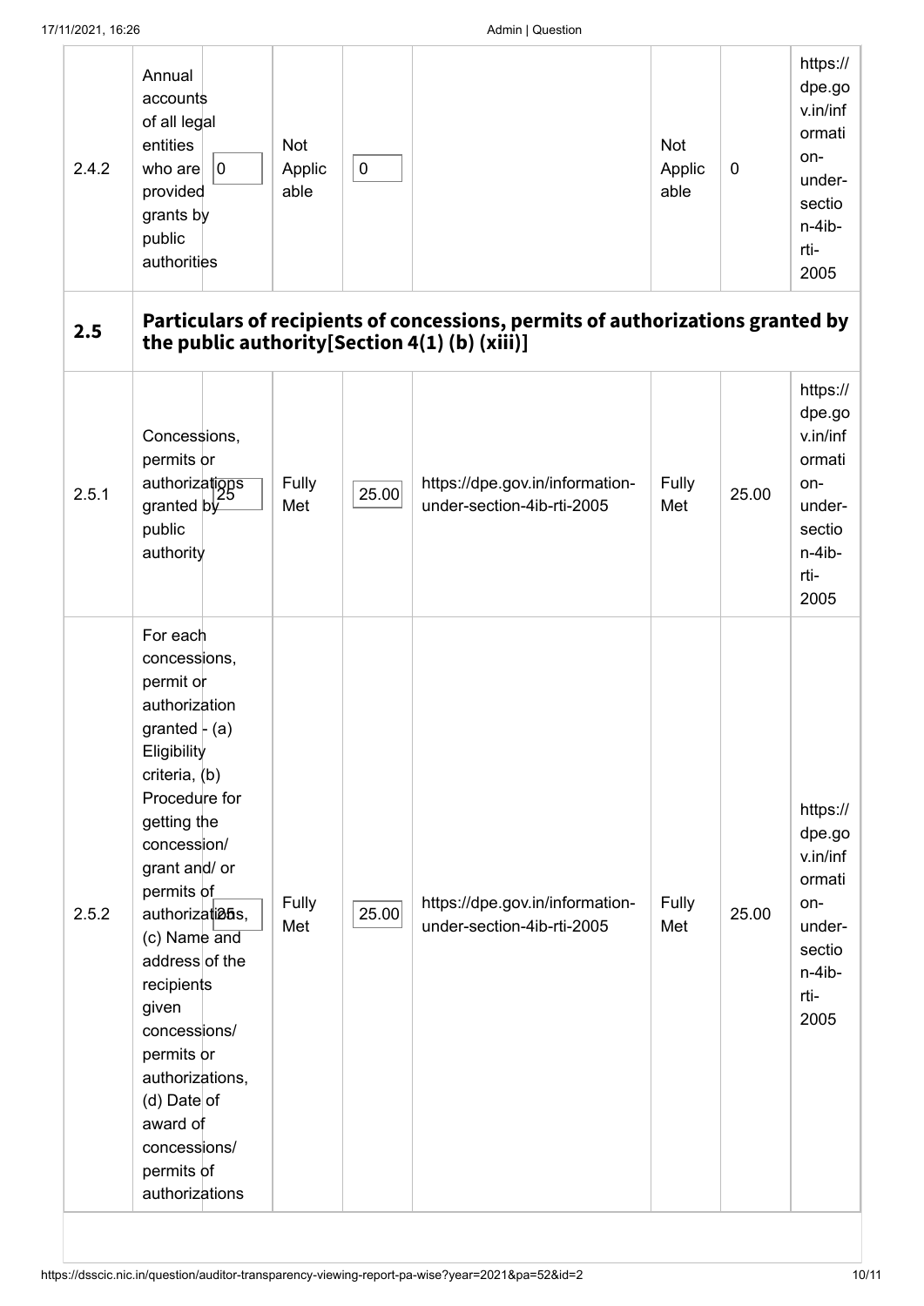| | | | | | | | | |
|---|---|---|---|---|---|---|---|---|
| 2.4.2 | Annual accounts of all legal entities who are provided grants by public authorities | 0 | Not Applicable | 0 | | Not Applicable | 0 | https://dpe.gov.in/information-under-section-4ib-rti-2005 |
| **2.5** | **Particulars of recipients of concessions, permits of authorizations granted by the public authority[Section 4(1) (b) (xiii)]** | | | | | | | |
| 2.5.1 | Concessions, permits or authorizations granted by public authority | 25 | Fully Met | 25.00 | https://dpe.gov.in/information-under-section-4ib-rti-2005 | Fully Met | 25.00 | https://dpe.gov.in/information-under-section-4ib-rti-2005 |
| 2.5.2 | For each concessions, permit or authorization granted - (a) Eligibility criteria, (b) Procedure for getting the concession/ grant and/ or permits of authorizations, (c) Name and address of the recipients given concessions/ permits or authorizations, (d) Date of award of concessions/ permits of authorizations | 25 | Fully Met | 25.00 | https://dpe.gov.in/information-under-section-4ib-rti-2005 | Fully Met | 25.00 | https://dpe.gov.in/information-under-section-4ib-rti-2005 |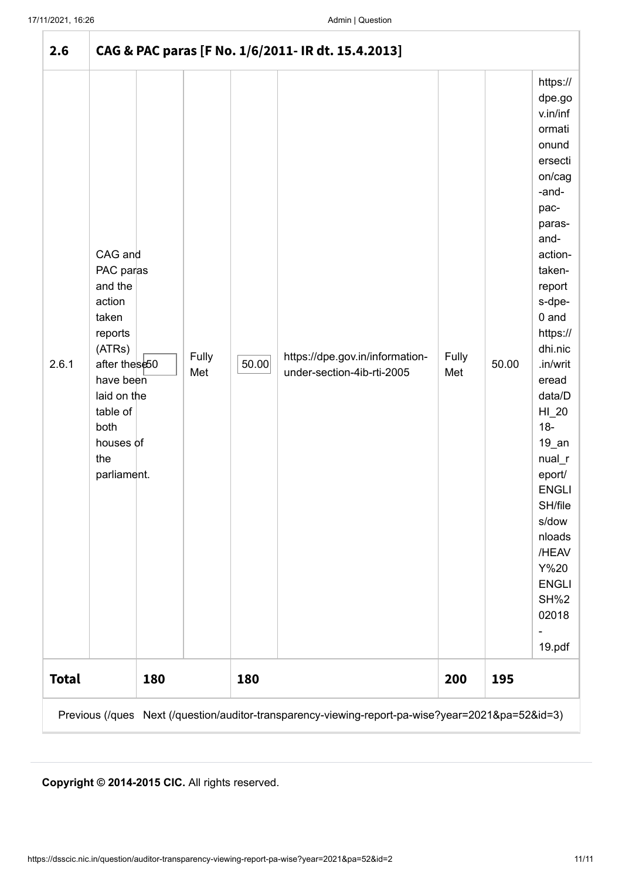| 2.6 | CAG & PAC paras [F No. 1/6/2011- IR dt. 15.4.2013] | | | | | | | |
|---|---|---|---|---|---|---|---|---|
| 2.6.1 | CAG and PAC paras and the action taken reports (ATRs) after these have been laid on the table of both houses of the parliament. | 50 | Fully Met | 50.00 | https://dpe.gov.in/information-under-section-4ib-rti-2005 | Fully Met | 50.00 | https://dpe.gov.in/informationundersection/cag-and-pac-paras-and-action-taken-reports-dpe-0 and https://dhi.nic.in/writereaddata/DHI_2018-19_annual_report/ENGLISH/files/downloads/HEAVY%20ENGLISH%202018-19.pdf |
| **Total** | | **180** | | **180** | | **200** | **195** | |

Previous (/ques Next (/question/auditor-transparency-viewing-report-pa-wise?year=2021&pa=52&id=3)

**Copyright © 2014-2015 CIC.** All rights reserved.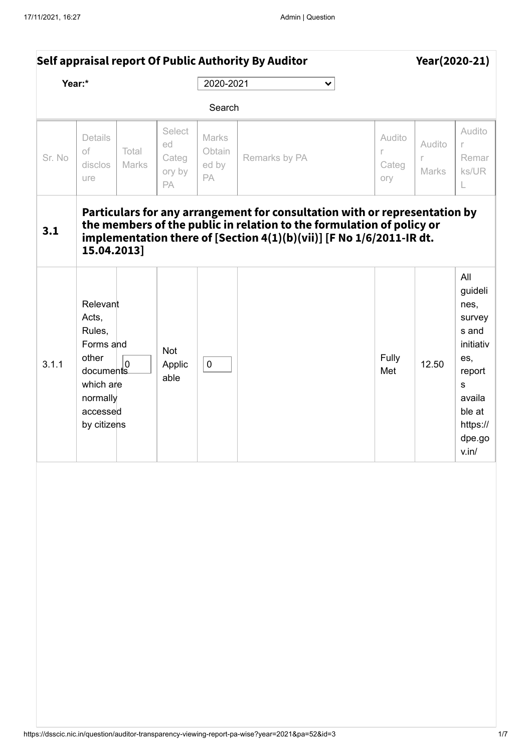## Self appraisal report Of Public Authority By Auditor — Year(2020-21)

Year:* 2020-2021

Search

| Sr. No | Details of disclosure | Total Marks | Selected Category by PA | Marks Obtained by PA | Remarks by PA | Auditor Category | Auditor Marks | Auditor Remarks/URL |
|---|---|---|---|---|---|---|---|---|
| **3.1** | **Particulars for any arrangement for consultation with or representation by the members of the public in relation to the formulation of policy or implementation there of [Section 4(1)(b)(vii)] [F No 1/6/2011-IR dt. 15.04.2013]** | | | | | | | |
| 3.1.1 | Relevant Acts, Rules, Forms and other documents which are normally accessed by citizens | 0 | Not Applicable | 0 | | Fully Met | 12.50 | All guidelines, surveys and initiatives, reports available at https://dpe.gov.in/ |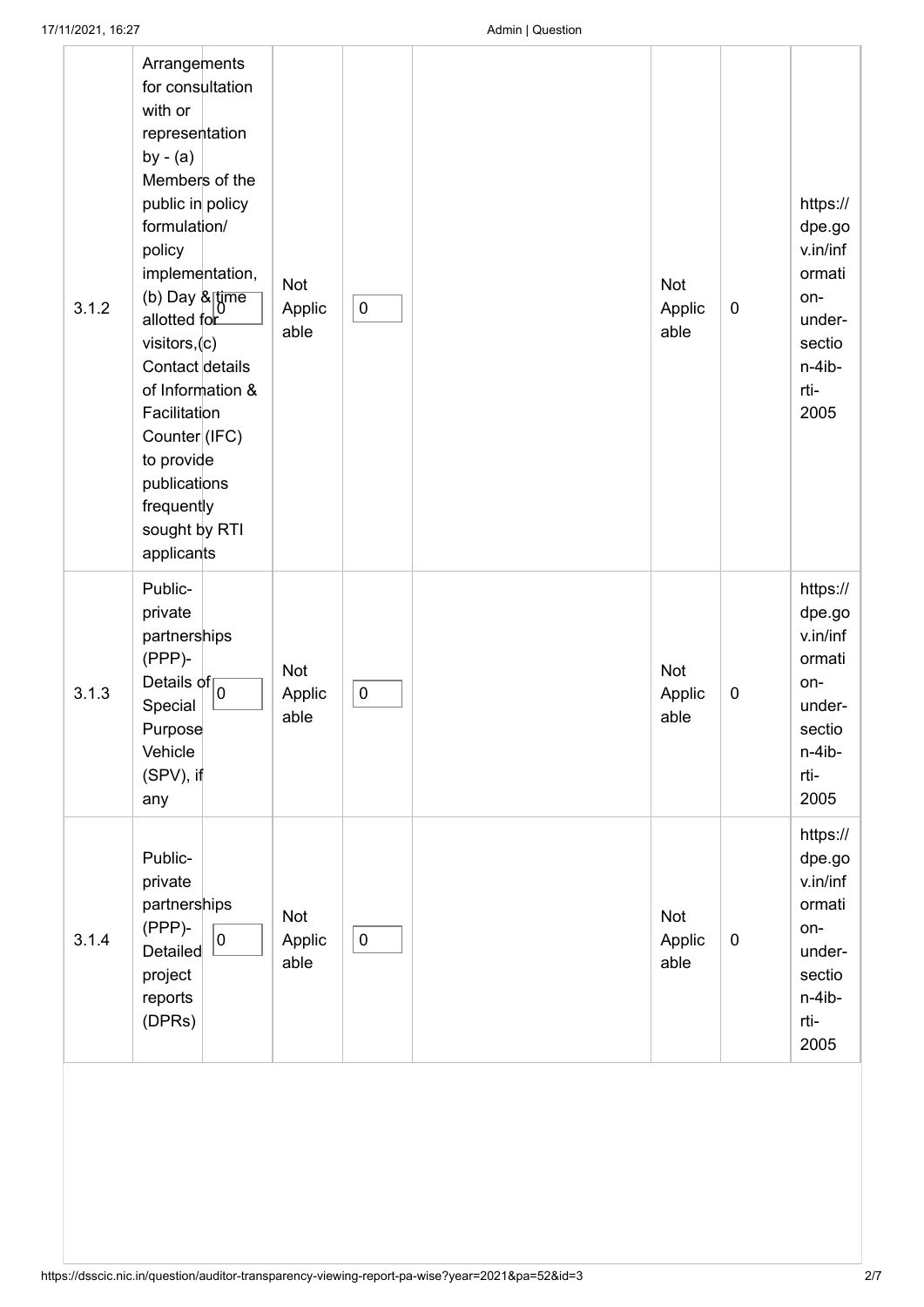| 3.1.2 | Arrangements for consultation with or representation by - (a) Members of the public in policy formulation/ policy implementation, (b) Day & time allotted for visitors,(c) Contact details of Information & Facilitation Counter (IFC) to provide publications frequently sought by RTI applicants | 0 | Not Applicable | 0 | | Not Applicable | 0 | https://dpe.gov.in/information-under-section-4ib-rti-2005 |
|---|---|---|---|---|---|---|---|---|
| 3.1.3 | Public-private partnerships (PPP)- Details of Special Purpose Vehicle (SPV), if any | 0 | Not Applicable | 0 | | Not Applicable | 0 | https://dpe.gov.in/information-under-section-4ib-rti-2005 |
| 3.1.4 | Public-private partnerships (PPP)- Detailed project reports (DPRs) | 0 | Not Applicable | 0 | | Not Applicable | 0 | https://dpe.gov.in/information-under-section-4ib-rti-2005 |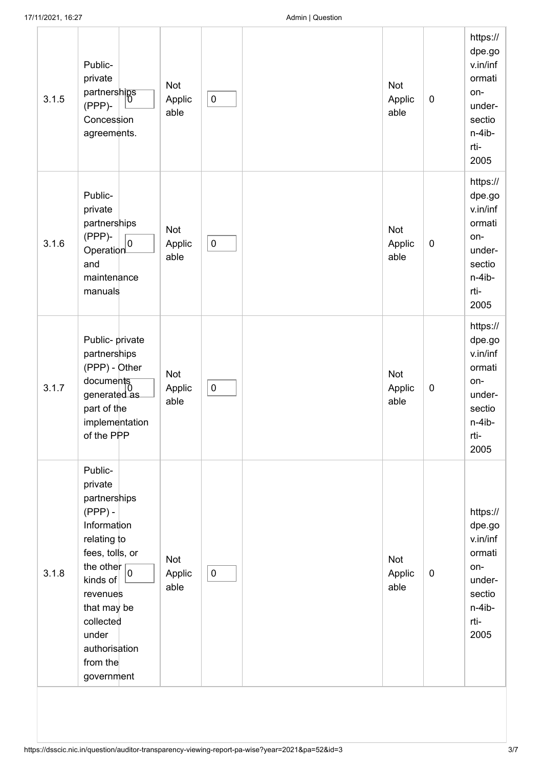| 3.1.5 | Public-private partnerships (PPP)- Concession agreements. | 0 | Not Applicable | 0 | | Not Applicable | 0 | https://dpe.gov.in/information-under-section-4ib-rti-2005 |
|---|---|---|---|---|---|---|---|---|
| 3.1.6 | Public-private partnerships (PPP)- Operation and maintenance manuals | 0 | Not Applicable | 0 | | Not Applicable | 0 | https://dpe.gov.in/information-under-section-4ib-rti-2005 |
| 3.1.7 | Public- private partnerships (PPP) - Other documents generated as part of the implementation of the PPP | 0 | Not Applicable | 0 | | Not Applicable | 0 | https://dpe.gov.in/information-under-section-4ib-rti-2005 |
| 3.1.8 | Public-private partnerships (PPP) - Information relating to fees, tolls, or the other kinds of revenues that may be collected under authorisation from the government | 0 | Not Applicable | 0 | | Not Applicable | 0 | https://dpe.gov.in/information-under-section-4ib-rti-2005 |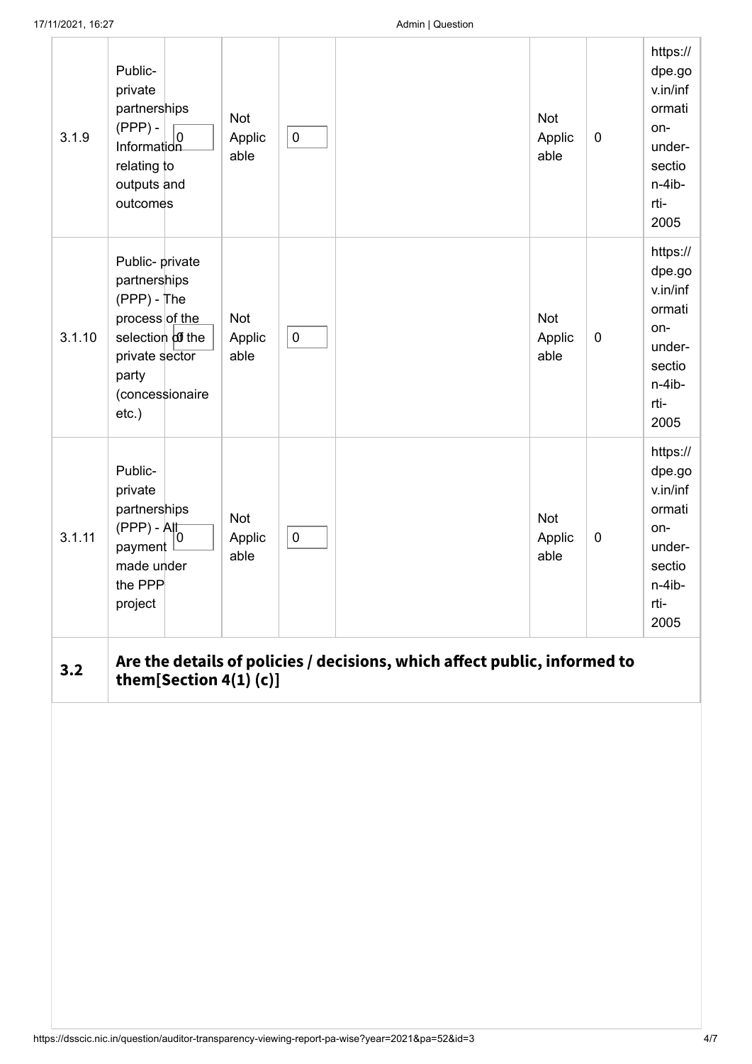| | | | | | | | |
|---|---|---|---|---|---|---|---|
| 3.1.9 | Public-private partnerships (PPP) - Information relating to outputs and outcomes 0 | Not Applicable | 0 | | Not Applicable | 0 | https://dpe.gov.in/information-under-section-4ib-rti-2005 |
| 3.1.10 | Public- private partnerships (PPP) - The process of the selection of the private sector party (concessionaire etc.) 0 | Not Applicable | 0 | | Not Applicable | 0 | https://dpe.gov.in/information-under-section-4ib-rti-2005 |
| 3.1.11 | Public-private partnerships (PPP) - All payment made under the PPP project 0 | Not Applicable | 0 | | Not Applicable | 0 | https://dpe.gov.in/information-under-section-4ib-rti-2005 |
| **3.2** | **Are the details of policies / decisions, which affect public, informed to them[Section 4(1) (c)]** | | | | | | |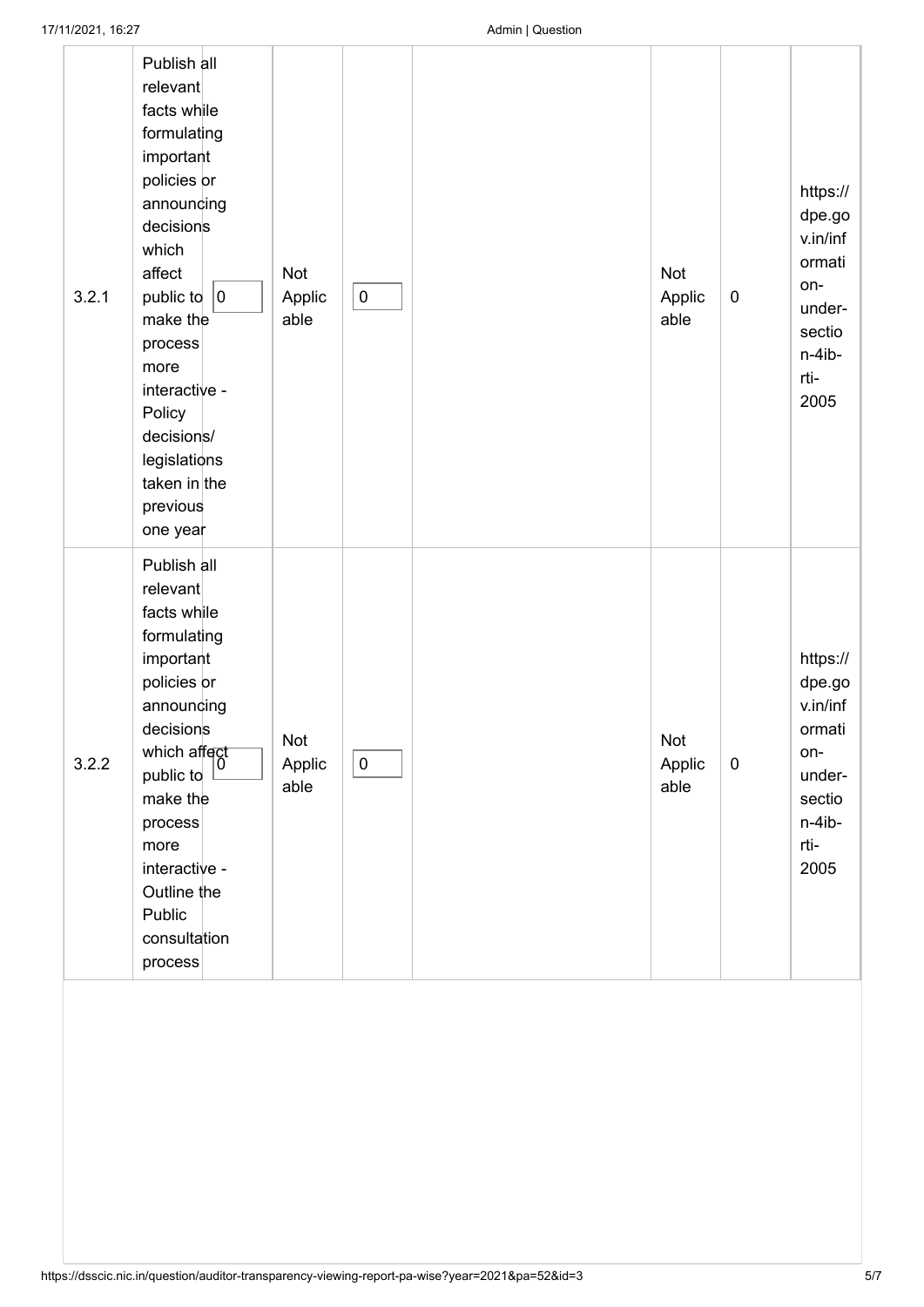| | | | | | | | |
|---|---|---|---|---|---|---|---|
| 3.2.1 | Publish all relevant facts while formulating important policies or announcing decisions which affect public to make the process more interactive - Policy decisions/ legislations taken in the previous one year 0 | Not Applicable | 0 | | Not Applicable | 0 | https://dpe.gov.in/information-under-section-4ib-rti-2005 |
| 3.2.2 | Publish all relevant facts while formulating important policies or announcing decisions which affect public to make the process more interactive - Outline the Public consultation process 0 | Not Applicable | 0 | | Not Applicable | 0 | https://dpe.gov.in/information-under-section-4ib-rti-2005 |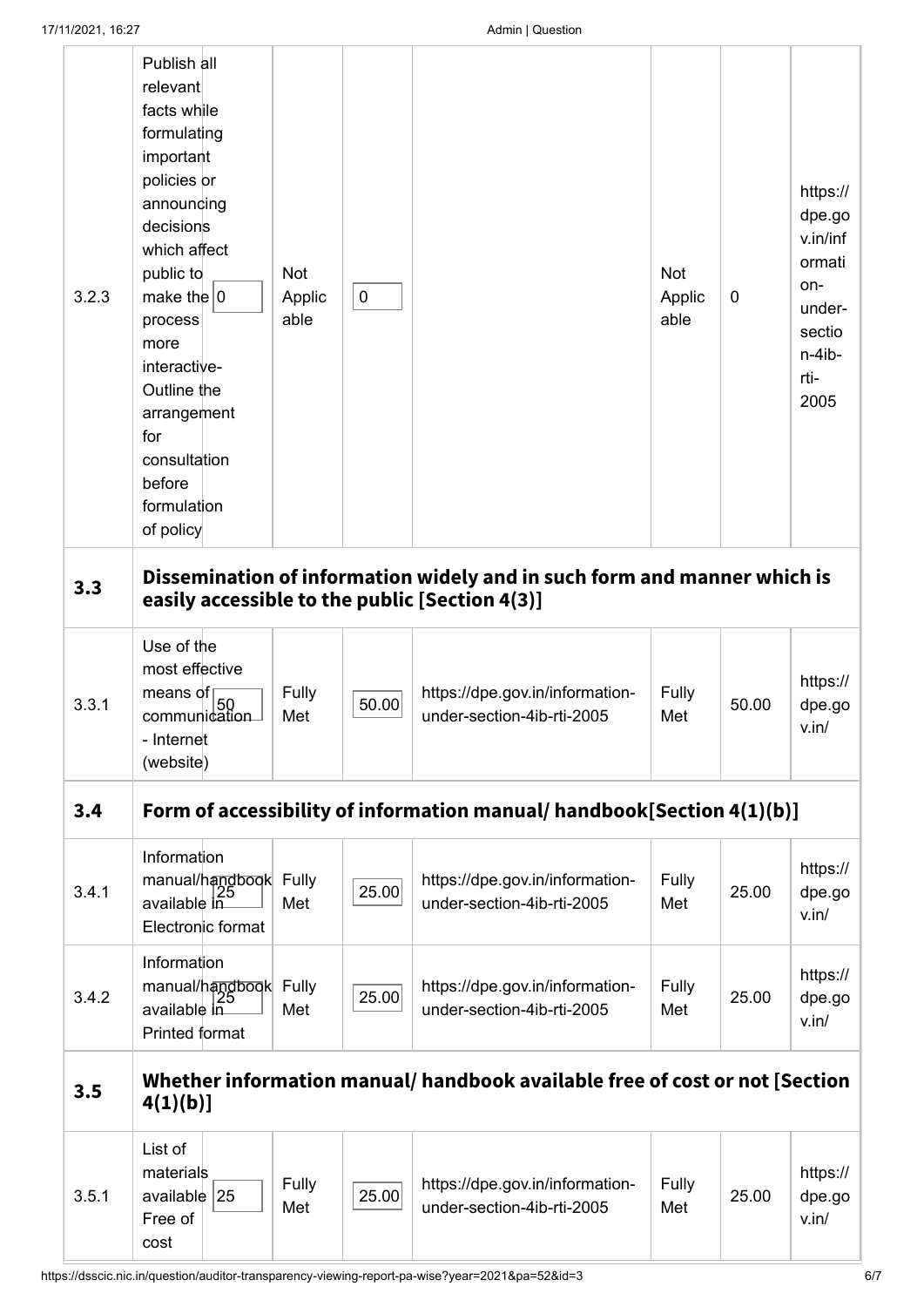| | | | | | | | |
|---|---|---|---|---|---|---|---|
| 3.2.3 | Publish all relevant facts while formulating important policies or announcing decisions which affect public to make the process more interactive- Outline the arrangement for consultation before formulation of policy 0 | Not Applicable | 0 | | Not Applicable | 0 | https://dpe.gov.in/information-under-section-4ib-rti-2005 |
| **3.3** | **Dissemination of information widely and in such form and manner which is easily accessible to the public [Section 4(3)]** | | | | | | |
| 3.3.1 | Use of the most effective means of communication - Internet (website) 50 | Fully Met | 50.00 | https://dpe.gov.in/information-under-section-4ib-rti-2005 | Fully Met | 50.00 | https://dpe.gov.in/ |
| **3.4** | **Form of accessibility of information manual/ handbook[Section 4(1)(b)]** | | | | | | |
| 3.4.1 | Information manual/handbook available in Electronic format 25 | Fully Met | 25.00 | https://dpe.gov.in/information-under-section-4ib-rti-2005 | Fully Met | 25.00 | https://dpe.gov.in/ |
| 3.4.2 | Information manual/handbook available in Printed format 25 | Fully Met | 25.00 | https://dpe.gov.in/information-under-section-4ib-rti-2005 | Fully Met | 25.00 | https://dpe.gov.in/ |
| **3.5** | **Whether information manual/ handbook available free of cost or not [Section 4(1)(b)]** | | | | | | |
| 3.5.1 | List of materials available Free of cost 25 | Fully Met | 25.00 | https://dpe.gov.in/information-under-section-4ib-rti-2005 | Fully Met | 25.00 | https://dpe.gov.in/ |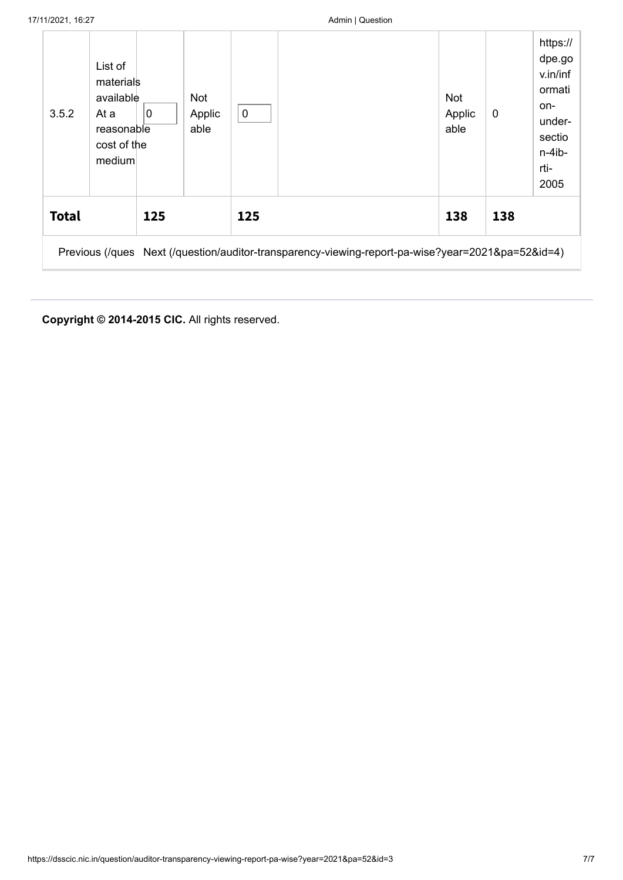| 3.5.2 | List of materials available At a reasonable cost of the medium | 0 | Not Applicable | 0 | | Not Applicable | 0 | https://dpe.gov.in/information-under-section-4ib-rti-2005 |
|---|---|---|---|---|---|---|---|---|
| **Total** | | **125** | | **125** | | **138** | **138** | |

Previous (/ques Next (/question/auditor-transparency-viewing-report-pa-wise?year=2021&pa=52&id=4)

**Copyright © 2014-2015 CIC.** All rights reserved.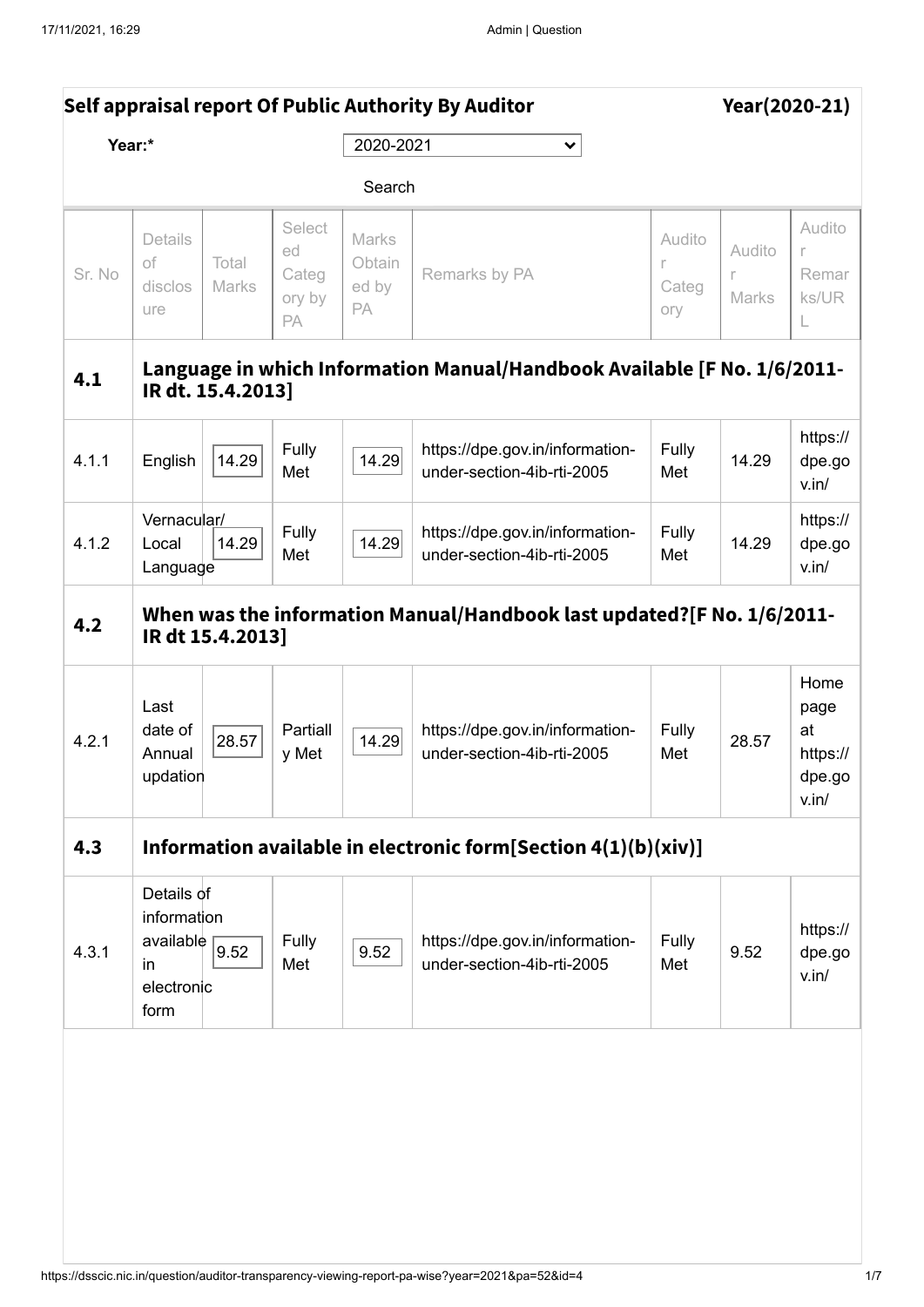## Self appraisal report Of Public Authority By Auditor Year(2020-21)

Year:* 2020-2021

Search

| Sr. No | Details of disclosure | Total Marks | Selected Category by PA | Marks Obtained by PA | Remarks by PA | Auditor Category | Auditor Marks | Auditor Remarks/URL |
|---|---|---|---|---|---|---|---|---|
| **4.1** | **Language in which Information Manual/Handbook Available [F No. 1/6/2011-IR dt. 15.4.2013]** | | | | | | | |
| 4.1.1 | English | 14.29 | Fully Met | 14.29 | https://dpe.gov.in/information-under-section-4ib-rti-2005 | Fully Met | 14.29 | https://dpe.gov.in/ |
| 4.1.2 | Vernacular/ Local Language | 14.29 | Fully Met | 14.29 | https://dpe.gov.in/information-under-section-4ib-rti-2005 | Fully Met | 14.29 | https://dpe.gov.in/ |
| **4.2** | **When was the information Manual/Handbook last updated?[F No. 1/6/2011-IR dt 15.4.2013]** | | | | | | | |
| 4.2.1 | Last date of Annual updation | 28.57 | Partially Met | 14.29 | https://dpe.gov.in/information-under-section-4ib-rti-2005 | Fully Met | 28.57 | Home page at https://dpe.gov.in/ |
| **4.3** | **Information available in electronic form[Section 4(1)(b)(xiv)]** | | | | | | | |
| 4.3.1 | Details of information available in electronic form | 9.52 | Fully Met | 9.52 | https://dpe.gov.in/information-under-section-4ib-rti-2005 | Fully Met | 9.52 | https://dpe.gov.in/ |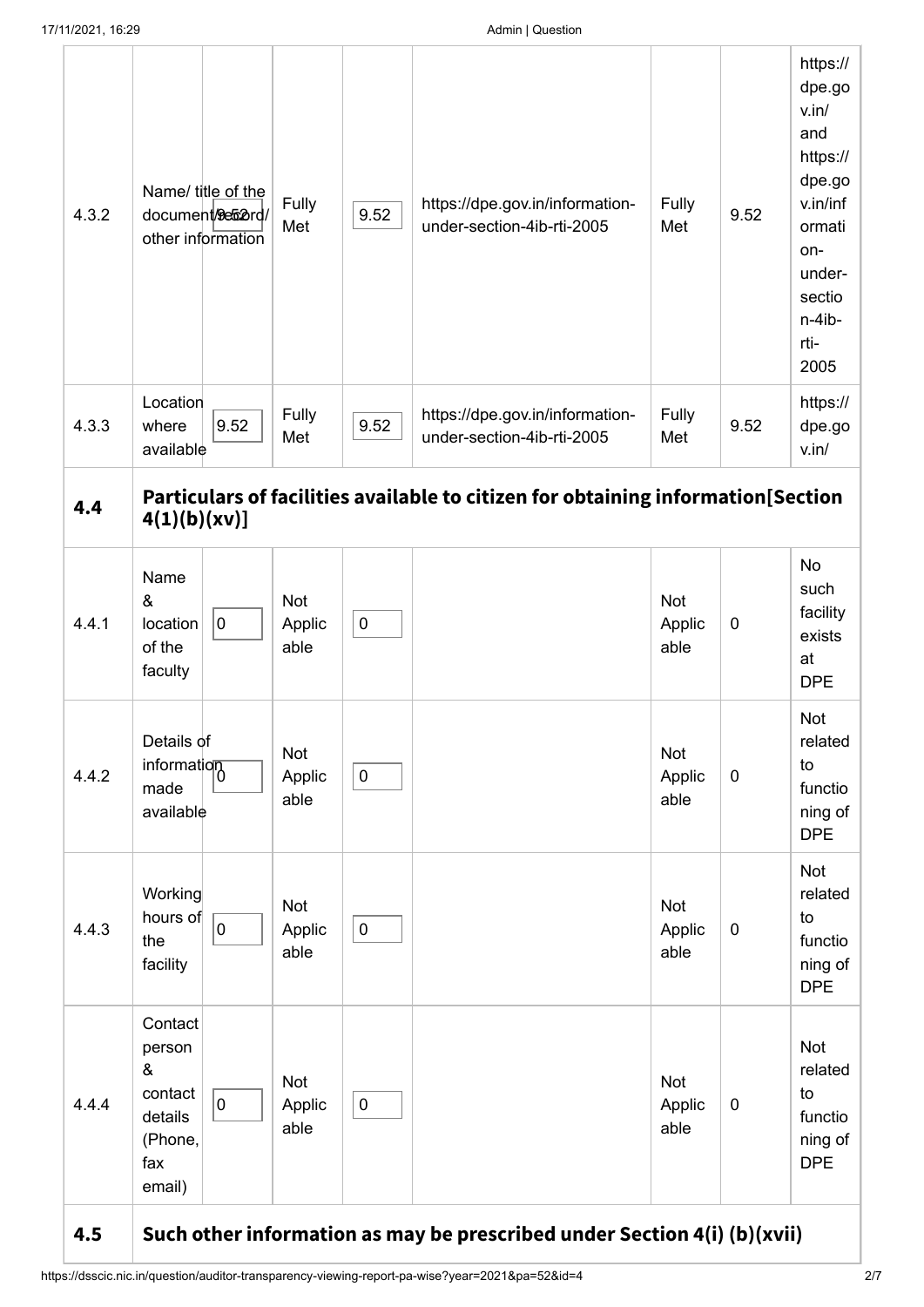| | | | | | | | | |
|---|---|---|---|---|---|---|---|---|
| 4.3.2 | Name/ title of the document/record/ other information | 9.52 | Fully Met | 9.52 | https://dpe.gov.in/information-under-section-4ib-rti-2005 | Fully Met | 9.52 | https://dpe.gov.in/ and https://dpe.gov.in/information-under-section-4ib-rti-2005 |
| 4.3.3 | Location where available | 9.52 | Fully Met | 9.52 | https://dpe.gov.in/information-under-section-4ib-rti-2005 | Fully Met | 9.52 | https://dpe.gov.in/ |
| **4.4** | **Particulars of facilities available to citizen for obtaining information[Section 4(1)(b)(xv)]** | | | | | | | |
| 4.4.1 | Name & location of the faculty | 0 | Not Applicable | 0 | | Not Applicable | 0 | No such facility exists at DPE |
| 4.4.2 | Details of information made available | 0 | Not Applicable | 0 | | Not Applicable | 0 | Not related to functioning of DPE |
| 4.4.3 | Working hours of the facility | 0 | Not Applicable | 0 | | Not Applicable | 0 | Not related to functioning of DPE |
| 4.4.4 | Contact person & contact details (Phone, fax email) | 0 | Not Applicable | 0 | | Not Applicable | 0 | Not related to functioning of DPE |
| **4.5** | **Such other information as may be prescribed under Section 4(i) (b)(xvii)** | | | | | | | |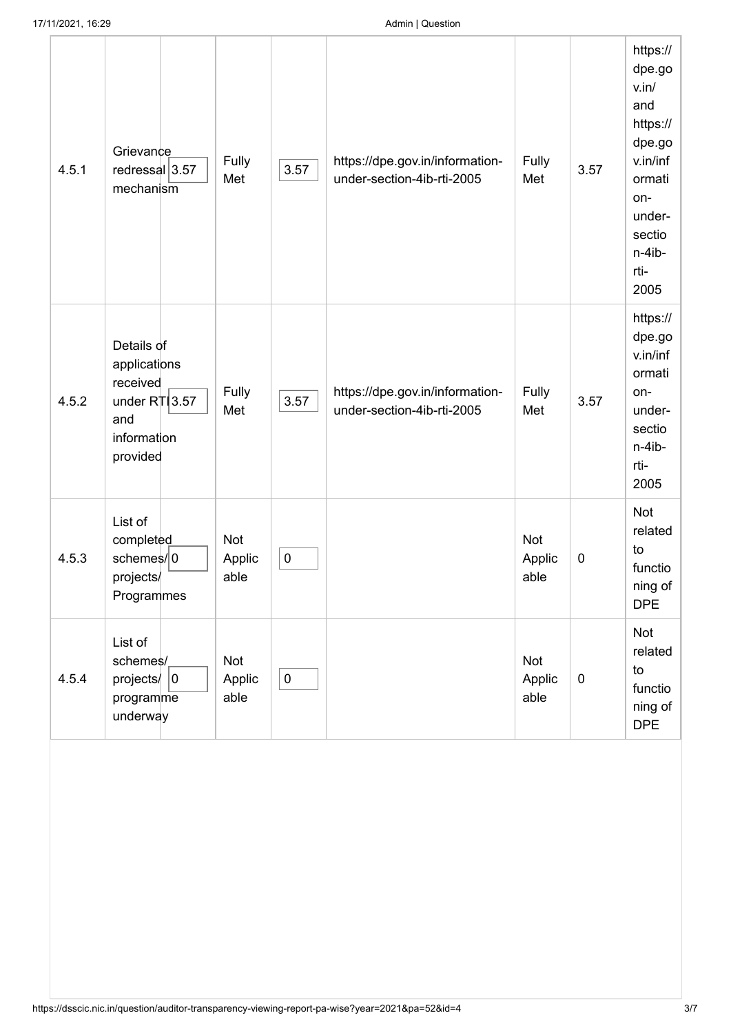| | | | | | | | | |
|---|---|---|---|---|---|---|---|---|
| 4.5.1 | Grievance redressal mechanism | 3.57 | Fully Met | 3.57 | https://dpe.gov.in/information-under-section-4ib-rti-2005 | Fully Met | 3.57 | https://dpe.gov.in/ and https://dpe.gov.in/information-under-section-4ib-rti-2005 |
| 4.5.2 | Details of applications received under RTI and information provided | 3.57 | Fully Met | 3.57 | https://dpe.gov.in/information-under-section-4ib-rti-2005 | Fully Met | 3.57 | https://dpe.gov.in/information-under-section-4ib-rti-2005 |
| 4.5.3 | List of completed schemes/ projects/ Programmes | 0 | Not Applicable | 0 | | Not Applicable | 0 | Not related to functioning of DPE |
| 4.5.4 | List of schemes/ projects/ programme underway | 0 | Not Applicable | 0 | | Not Applicable | 0 | Not related to functioning of DPE |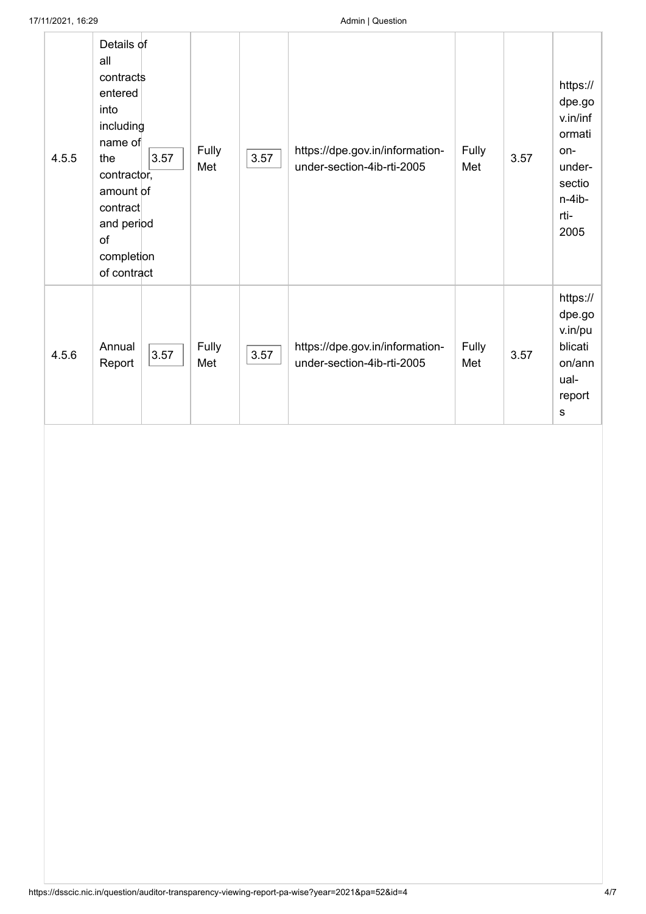| 4.5.5 | Details of all contracts entered into including name of the contractor, amount of contract and period of completion of contract | 3.57 | Fully Met | 3.57 | https://dpe.gov.in/information-under-section-4ib-rti-2005 | Fully Met | 3.57 | https://dpe.gov.in/information-under-section-4ib-rti-2005 |
|---|---|---|---|---|---|---|---|---|
| 4.5.6 | Annual Report | 3.57 | Fully Met | 3.57 | https://dpe.gov.in/information-under-section-4ib-rti-2005 | Fully Met | 3.57 | https://dpe.gov.in/publication/annual-reports |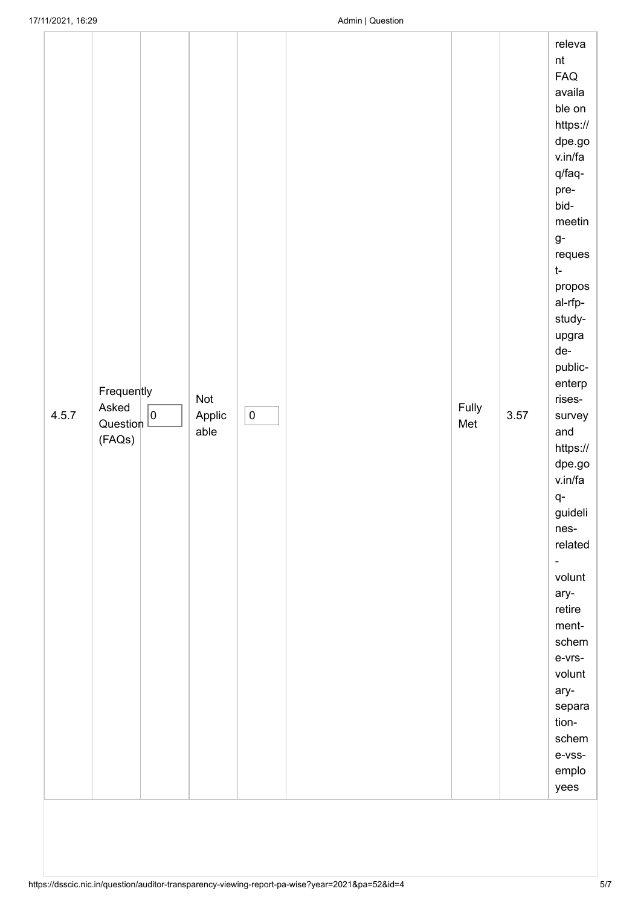| | | | | | | | | |
|---|---|---|---|---|---|---|---|---|
| 4.5.7 | Frequently Asked Question (FAQs) | 0 | Not Applicable | 0 | | Fully Met | 3.57 | relevant FAQ available on https://dpe.gov.in/faq/faq-pre-bid-meeting-request-proposal-rfp-study-upgrade-public-enterprises-survey and https://dpe.gov.in/faq-guidelines-related-voluntary-retirement-scheme-vrs-voluntary-separation-scheme-vss-employees |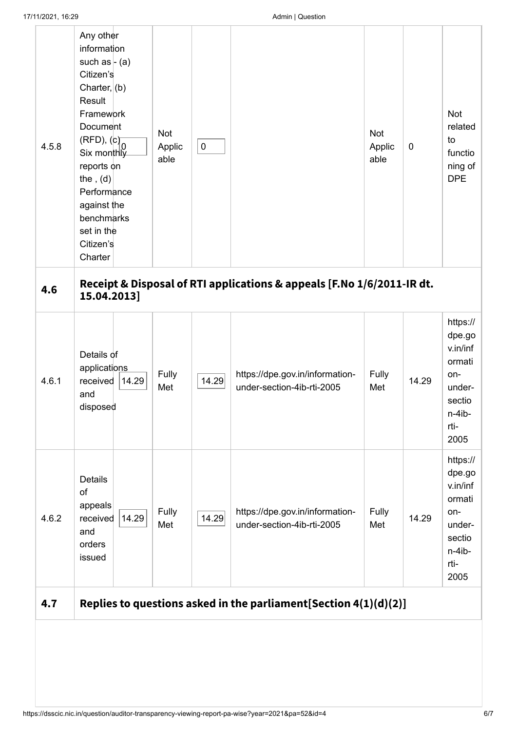| | | | | | | | | |
|---|---|---|---|---|---|---|---|---|
| 4.5.8 | Any other information such as - (a) Citizen's Charter, (b) Result Framework Document (RFD), (c) Six monthly reports on the , (d) Performance against the benchmarks set in the Citizen's Charter | 0 | Not Applicable | 0 | | Not Applicable | 0 | Not related to functioning of DPE |
| **4.6** | **Receipt & Disposal of RTI applications & appeals [F.No 1/6/2011-IR dt. 15.04.2013]** | | | | | | | |
| 4.6.1 | Details of applications received and disposed | 14.29 | Fully Met | 14.29 | https://dpe.gov.in/information-under-section-4ib-rti-2005 | Fully Met | 14.29 | https://dpe.gov.in/information-under-section-4ib-rti-2005 |
| 4.6.2 | Details of appeals received and orders issued | 14.29 | Fully Met | 14.29 | https://dpe.gov.in/information-under-section-4ib-rti-2005 | Fully Met | 14.29 | https://dpe.gov.in/information-under-section-4ib-rti-2005 |
| **4.7** | **Replies to questions asked in the parliament[Section 4(1)(d)(2)]** | | | | | | | |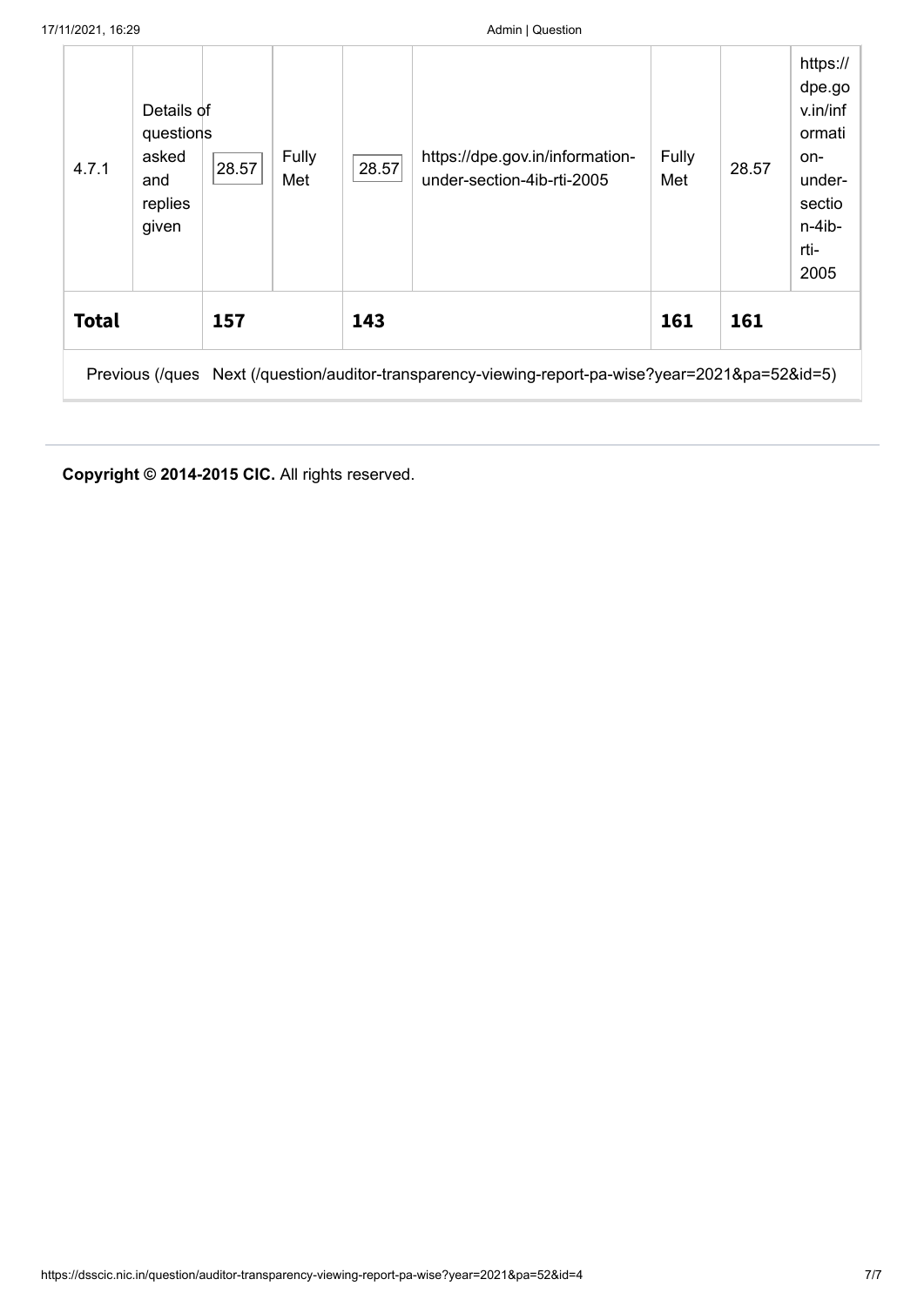| 4.7.1 | Details of questions asked and replies given | 28.57 | Fully Met | 28.57 | https://dpe.gov.in/information-under-section-4ib-rti-2005 | Fully Met | 28.57 | https://dpe.gov.in/information-under-section-4ib-rti-2005 |
|---|---|---|---|---|---|---|---|---|
| **Total** | | **157** | | **143** | | **161** | **161** | |

Previous (/ques Next (/question/auditor-transparency-viewing-report-pa-wise?year=2021&pa=52&id=5)

**Copyright © 2014-2015 CIC.** All rights reserved.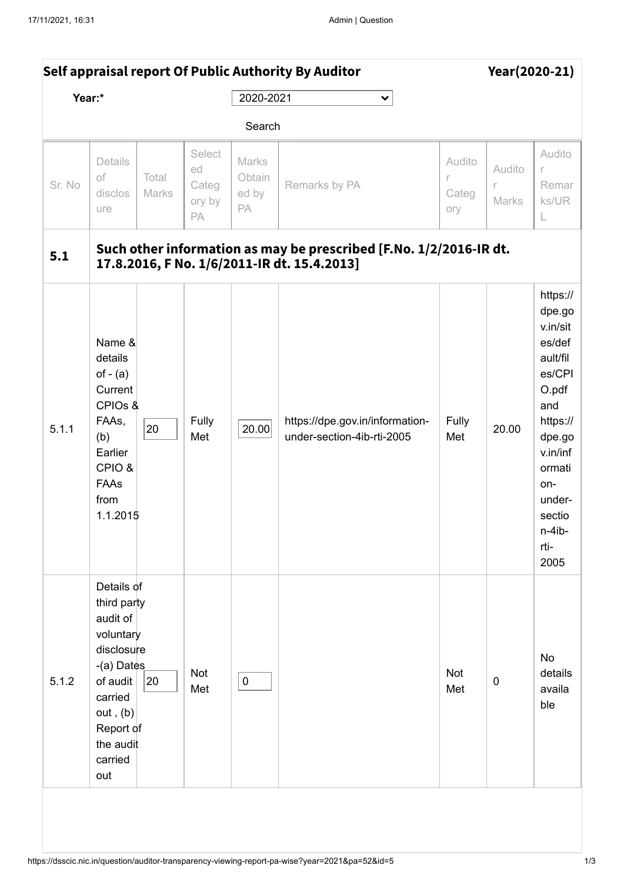## Self appraisal report Of Public Authority By Auditor — Year(2020-21)

**Year:*** 2020-2021

Search

| Sr. No | Details of disclosure | Total Marks | Selected Category by PA | Marks Obtained by PA | Remarks by PA | Auditor Category | Auditor Marks | Auditor Remarks/URL |
|---|---|---|---|---|---|---|---|---|
| **5.1** | **Such other information as may be prescribed [F.No. 1/2/2016-IR dt. 17.8.2016, F No. 1/6/2011-IR dt. 15.4.2013]** | | | | | | | |
| 5.1.1 | Name & details of - (a) Current CPIOs & FAAs, (b) Earlier CPIO & FAAs from 1.1.2015 | 20 | Fully Met | 20.00 | https://dpe.gov.in/information-under-section-4ib-rti-2005 | Fully Met | 20.00 | https://dpe.gov.in/sites/default/files/CPIO.pdf and https://dpe.gov.in/information-under-section-4ib-rti-2005 |
| 5.1.2 | Details of third party audit of voluntary disclosure -(a) Dates of audit carried out , (b) Report of the audit carried out | 20 | Not Met | 0 | | Not Met | 0 | No details available |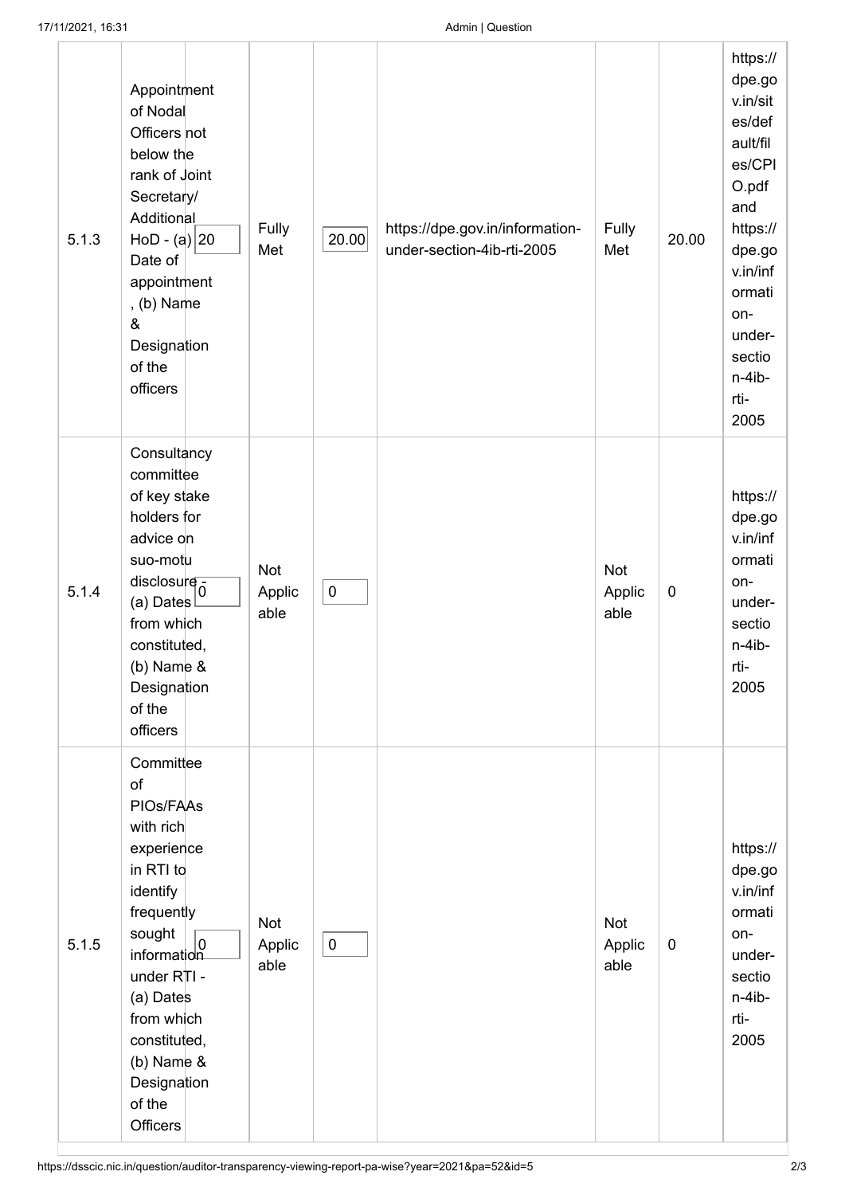| 5.1.3 | Appointment of Nodal Officers not below the rank of Joint Secretary/ Additional HoD - (a) Date of appointment , (b) Name & Designation of the officers | 20 | Fully Met | 20.00 | https://dpe.gov.in/information-under-section-4ib-rti-2005 | Fully Met | 20.00 | https://dpe.gov.in/sites/default/files/CPIO.pdf and https://dpe.gov.in/information-under-section-4ib-rti-2005 |
|---|---|---|---|---|---|---|---|---|
| 5.1.4 | Consultancy committee of key stake holders for advice on suo-motu disclosure - (a) Dates from which constituted, (b) Name & Designation of the officers | 0 | Not Applicable | 0 | | Not Applicable | 0 | https://dpe.gov.in/information-under-section-4ib-rti-2005 |
| 5.1.5 | Committee of PIOs/FAAs with rich experience in RTI to identify frequently sought information under RTI - (a) Dates from which constituted, (b) Name & Designation of the Officers | 0 | Not Applicable | 0 | | Not Applicable | 0 | https://dpe.gov.in/information-under-section-4ib-rti-2005 |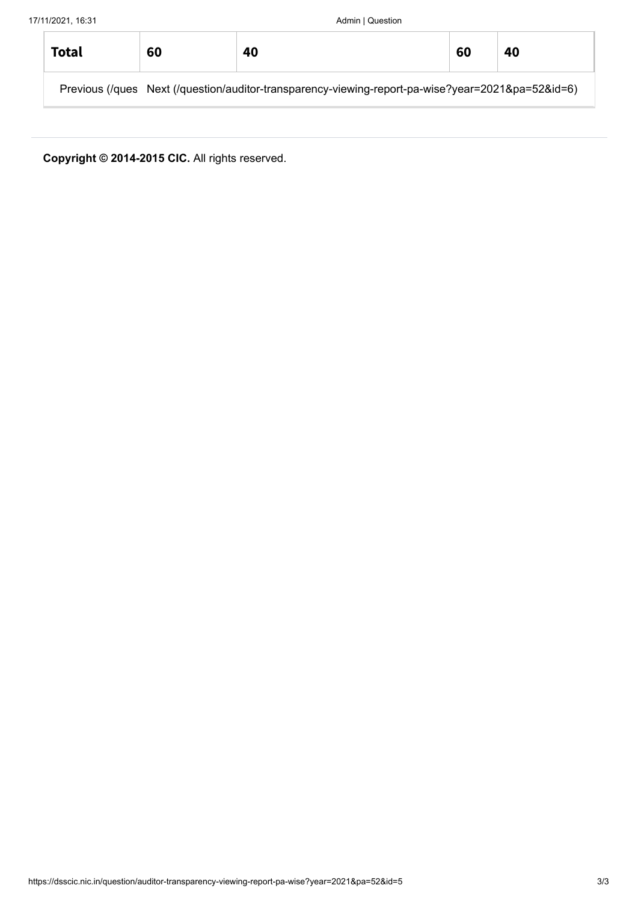| | | | | |
|---|---|---|---|---|
| **Total** | **60** | **40** | **60** | **40** |

Previous (/ques Next (/question/auditor-transparency-viewing-report-pa-wise?year=2021&pa=52&id=6)

**Copyright © 2014-2015 CIC.** All rights reserved.